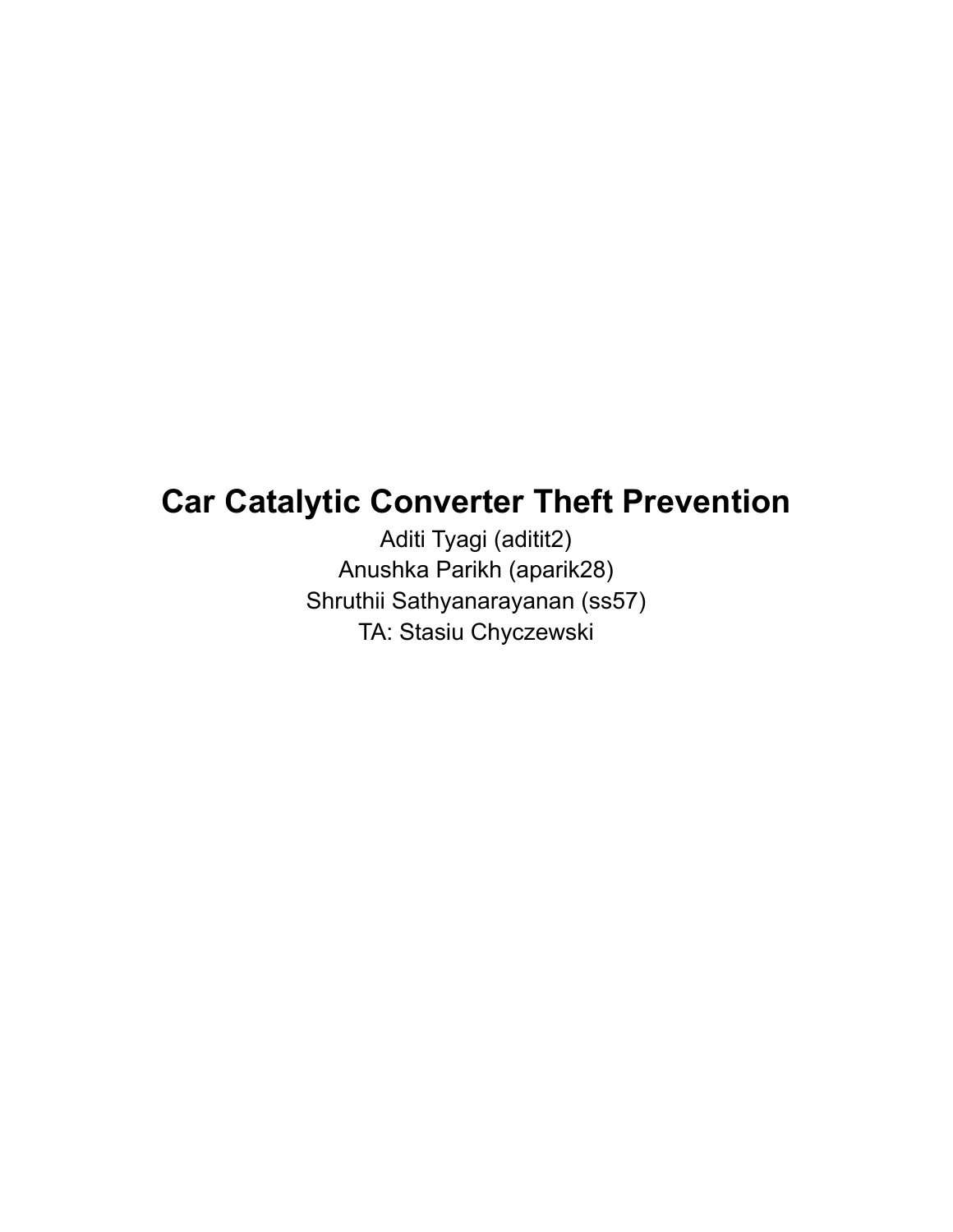# Car Catalytic Converter Theft Prevention

Aditi Tyagi (aditit2)

Anushka Parikh (aparik28)

Shruthii Sathyanarayanan (ss57)

TA: Stasiu Chyczewski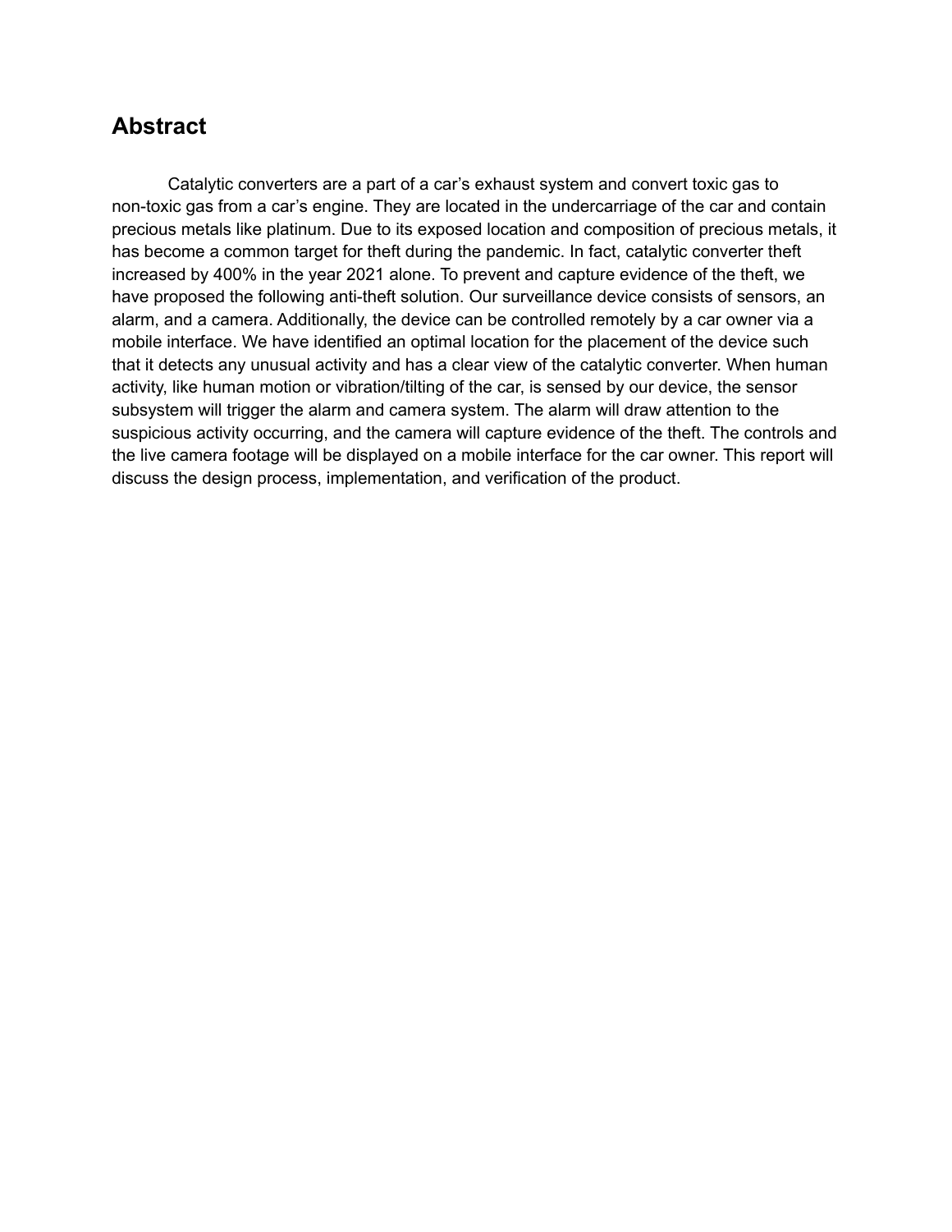## Abstract

Catalytic converters are a part of a car's exhaust system and convert toxic gas to non-toxic gas from a car's engine. They are located in the undercarriage of the car and contain precious metals like platinum. Due to its exposed location and composition of precious metals, it has become a common target for theft during the pandemic. In fact, catalytic converter theft increased by 400% in the year 2021 alone. To prevent and capture evidence of the theft, we have proposed the following anti-theft solution. Our surveillance device consists of sensors, an alarm, and a camera. Additionally, the device can be controlled remotely by a car owner via a mobile interface. We have identified an optimal location for the placement of the device such that it detects any unusual activity and has a clear view of the catalytic converter. When human activity, like human motion or vibration/tilting of the car, is sensed by our device, the sensor subsystem will trigger the alarm and camera system. The alarm will draw attention to the suspicious activity occurring, and the camera will capture evidence of the theft. The controls and the live camera footage will be displayed on a mobile interface for the car owner. This report will discuss the design process, implementation, and verification of the product.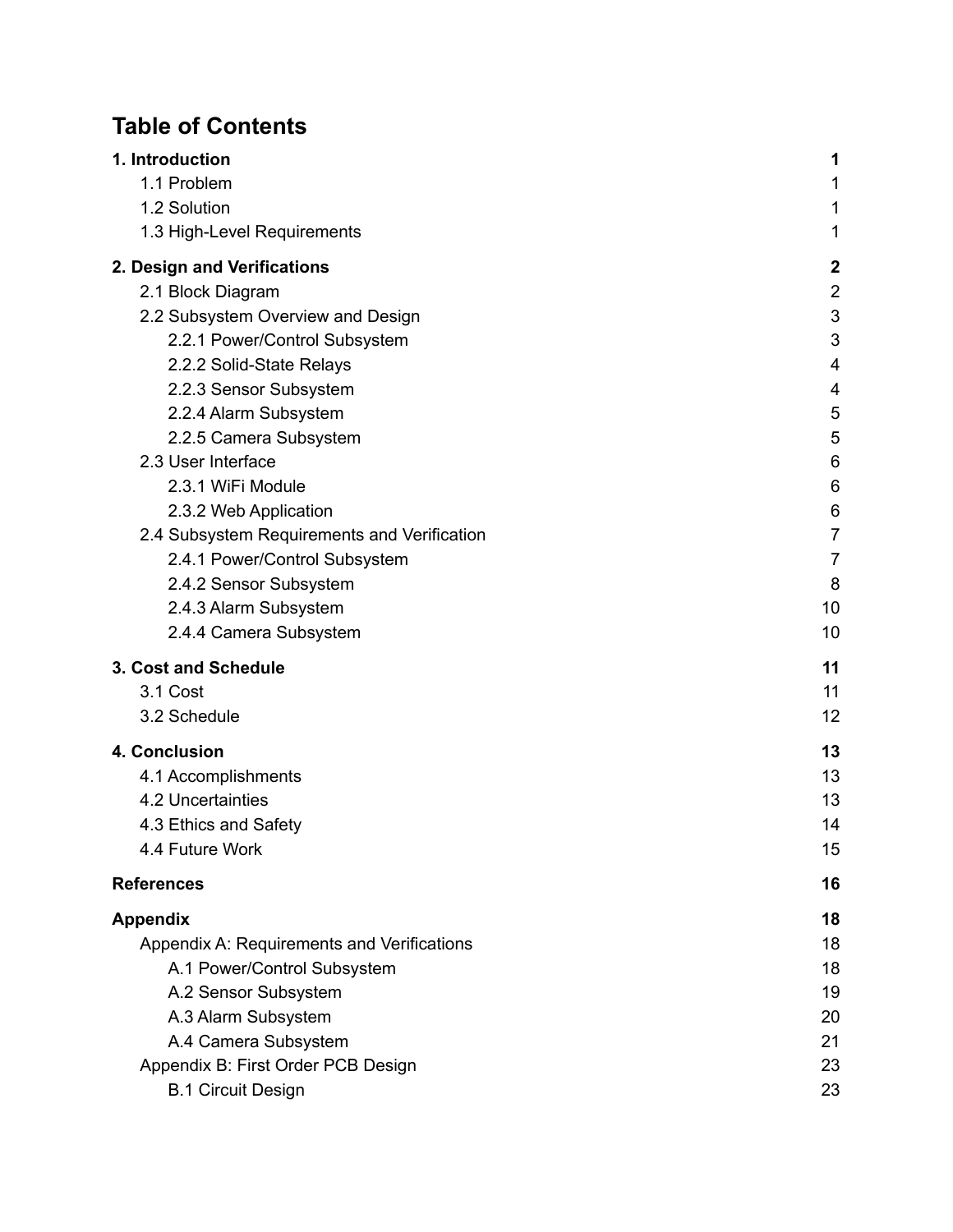# Table of Contents

**1. Introduction** **1**
- 1.1 Problem 1
- 1.2 Solution 1
- 1.3 High-Level Requirements 1

**2. Design and Verifications** **2**
- 2.1 Block Diagram 2
- 2.2 Subsystem Overview and Design 3
  - 2.2.1 Power/Control Subsystem 3
  - 2.2.2 Solid-State Relays 4
  - 2.2.3 Sensor Subsystem 4
  - 2.2.4 Alarm Subsystem 5
  - 2.2.5 Camera Subsystem 5
- 2.3 User Interface 6
  - 2.3.1 WiFi Module 6
  - 2.3.2 Web Application 6
- 2.4 Subsystem Requirements and Verification 7
  - 2.4.1 Power/Control Subsystem 7
  - 2.4.2 Sensor Subsystem 8
  - 2.4.3 Alarm Subsystem 10
  - 2.4.4 Camera Subsystem 10

**3. Cost and Schedule** **11**
- 3.1 Cost 11
- 3.2 Schedule 12

**4. Conclusion** **13**
- 4.1 Accomplishments 13
- 4.2 Uncertainties 13
- 4.3 Ethics and Safety 14
- 4.4 Future Work 15

**References** **16**

**Appendix** **18**
- Appendix A: Requirements and Verifications 18
  - A.1 Power/Control Subsystem 18
  - A.2 Sensor Subsystem 19
  - A.3 Alarm Subsystem 20
  - A.4 Camera Subsystem 21
- Appendix B: First Order PCB Design 23
  - B.1 Circuit Design 23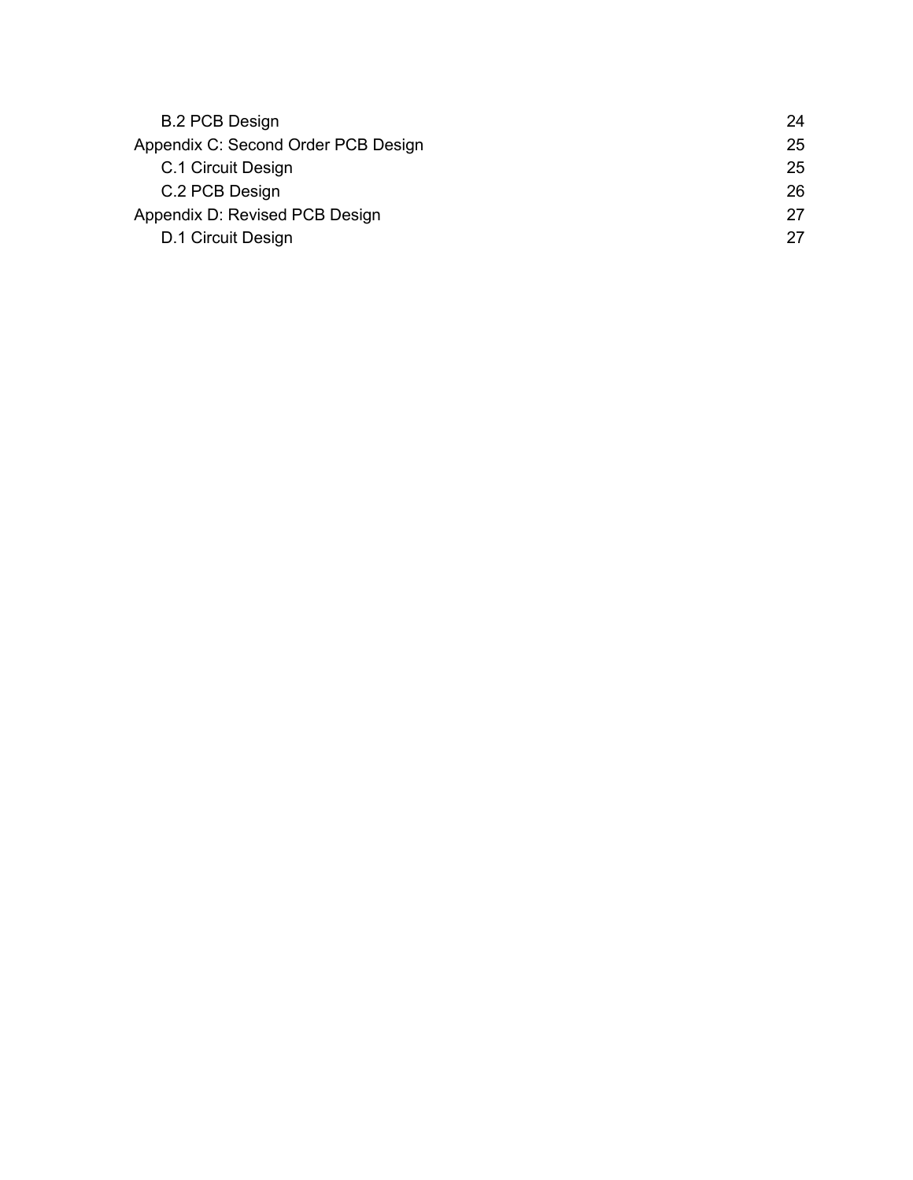B.2 PCB Design 24

Appendix C: Second Order PCB Design 25

C.1 Circuit Design 25

C.2 PCB Design 26

Appendix D: Revised PCB Design 27

D.1 Circuit Design 27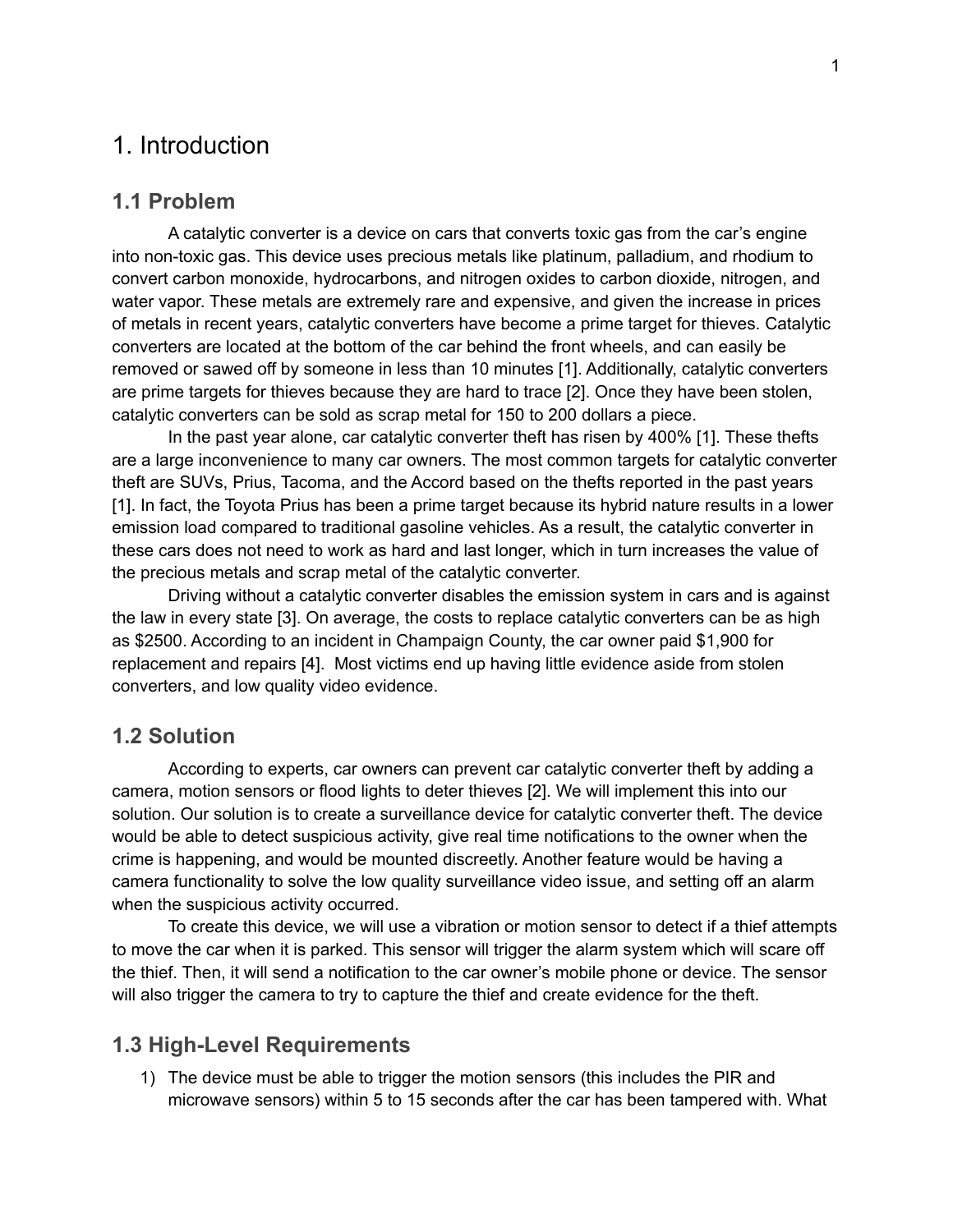# 1. Introduction

## 1.1 Problem

A catalytic converter is a device on cars that converts toxic gas from the car's engine into non-toxic gas. This device uses precious metals like platinum, palladium, and rhodium to convert carbon monoxide, hydrocarbons, and nitrogen oxides to carbon dioxide, nitrogen, and water vapor. These metals are extremely rare and expensive, and given the increase in prices of metals in recent years, catalytic converters have become a prime target for thieves. Catalytic converters are located at the bottom of the car behind the front wheels, and can easily be removed or sawed off by someone in less than 10 minutes [1]. Additionally, catalytic converters are prime targets for thieves because they are hard to trace [2]. Once they have been stolen, catalytic converters can be sold as scrap metal for 150 to 200 dollars a piece.

In the past year alone, car catalytic converter theft has risen by 400% [1]. These thefts are a large inconvenience to many car owners. The most common targets for catalytic converter theft are SUVs, Prius, Tacoma, and the Accord based on the thefts reported in the past years [1]. In fact, the Toyota Prius has been a prime target because its hybrid nature results in a lower emission load compared to traditional gasoline vehicles. As a result, the catalytic converter in these cars does not need to work as hard and last longer, which in turn increases the value of the precious metals and scrap metal of the catalytic converter.

Driving without a catalytic converter disables the emission system in cars and is against the law in every state [3]. On average, the costs to replace catalytic converters can be as high as $2500. According to an incident in Champaign County, the car owner paid $1,900 for replacement and repairs [4]. Most victims end up having little evidence aside from stolen converters, and low quality video evidence.

## 1.2 Solution

According to experts, car owners can prevent car catalytic converter theft by adding a camera, motion sensors or flood lights to deter thieves [2]. We will implement this into our solution. Our solution is to create a surveillance device for catalytic converter theft. The device would be able to detect suspicious activity, give real time notifications to the owner when the crime is happening, and would be mounted discreetly. Another feature would be having a camera functionality to solve the low quality surveillance video issue, and setting off an alarm when the suspicious activity occurred.

To create this device, we will use a vibration or motion sensor to detect if a thief attempts to move the car when it is parked. This sensor will trigger the alarm system which will scare off the thief. Then, it will send a notification to the car owner's mobile phone or device. The sensor will also trigger the camera to try to capture the thief and create evidence for the theft.

## 1.3 High-Level Requirements

1) The device must be able to trigger the motion sensors (this includes the PIR and microwave sensors) within 5 to 15 seconds after the car has been tampered with. What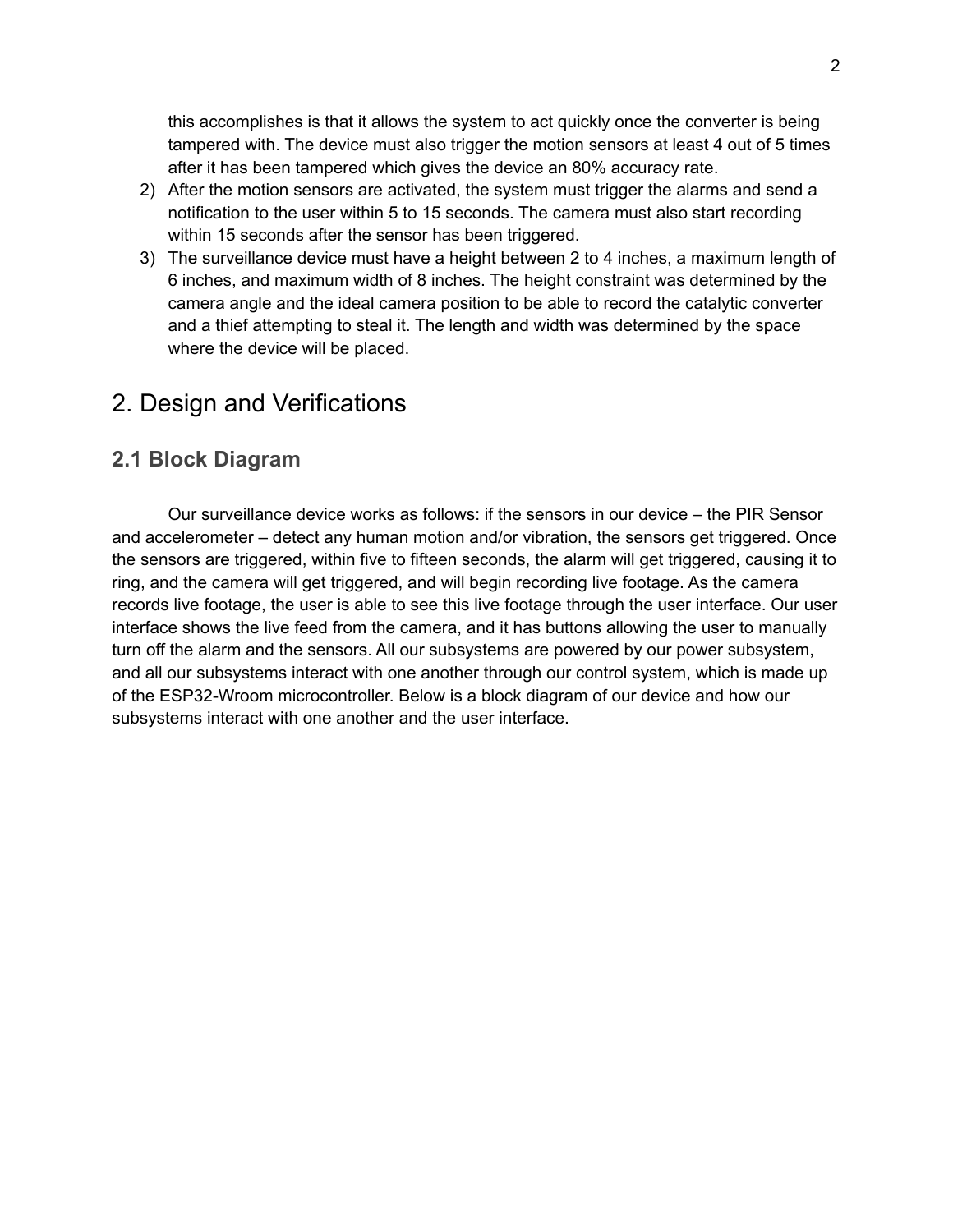this accomplishes is that it allows the system to act quickly once the converter is being tampered with. The device must also trigger the motion sensors at least 4 out of 5 times after it has been tampered which gives the device an 80% accuracy rate.

2) After the motion sensors are activated, the system must trigger the alarms and send a notification to the user within 5 to 15 seconds. The camera must also start recording within 15 seconds after the sensor has been triggered.
3) The surveillance device must have a height between 2 to 4 inches, a maximum length of 6 inches, and maximum width of 8 inches. The height constraint was determined by the camera angle and the ideal camera position to be able to record the catalytic converter and a thief attempting to steal it. The length and width was determined by the space where the device will be placed.

# 2. Design and Verifications

## 2.1 Block Diagram

Our surveillance device works as follows: if the sensors in our device – the PIR Sensor and accelerometer – detect any human motion and/or vibration, the sensors get triggered. Once the sensors are triggered, within five to fifteen seconds, the alarm will get triggered, causing it to ring, and the camera will get triggered, and will begin recording live footage. As the camera records live footage, the user is able to see this live footage through the user interface. Our user interface shows the live feed from the camera, and it has buttons allowing the user to manually turn off the alarm and the sensors. All our subsystems are powered by our power subsystem, and all our subsystems interact with one another through our control system, which is made up of the ESP32-Wroom microcontroller. Below is a block diagram of our device and how our subsystems interact with one another and the user interface.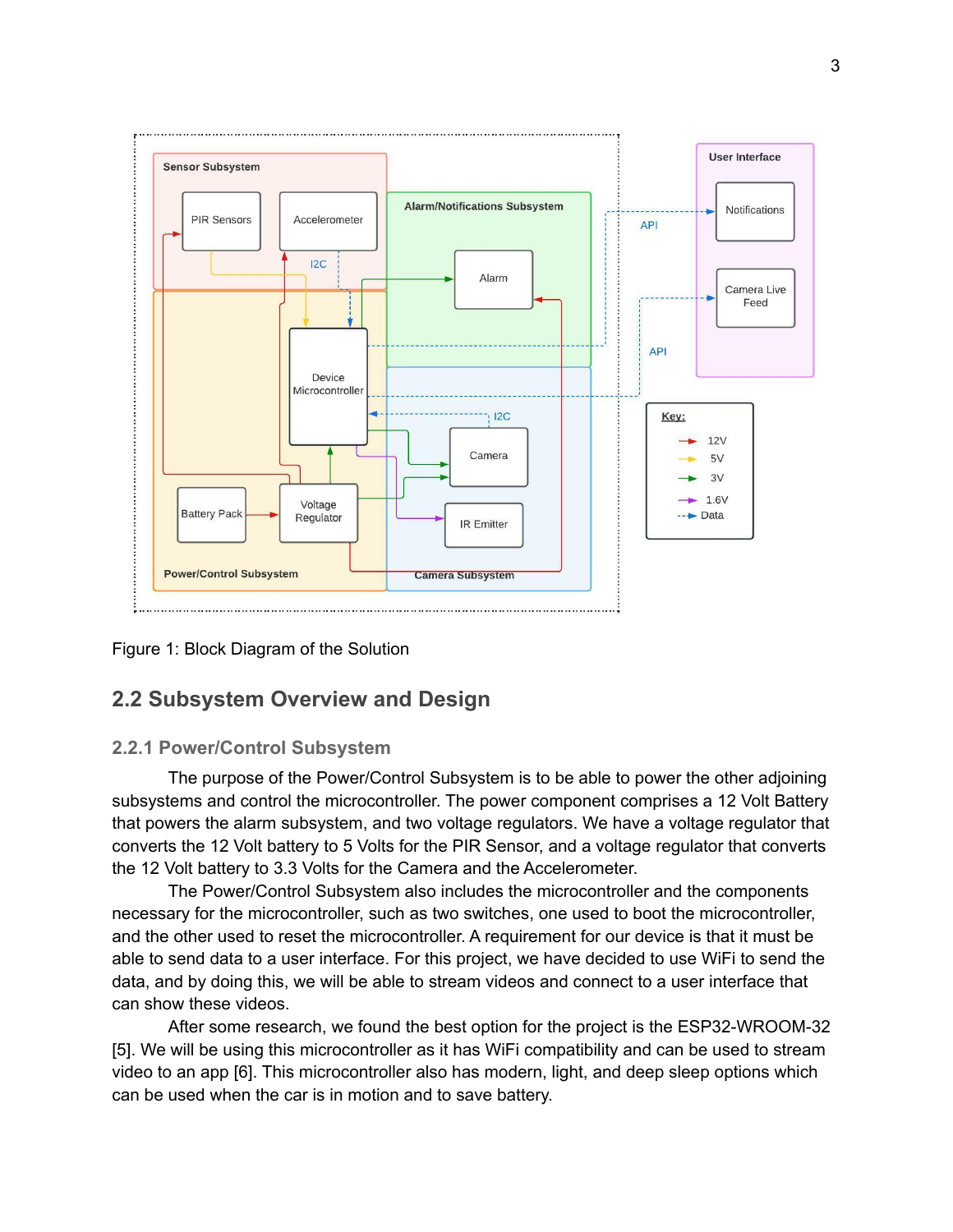Figure 1: Block Diagram of the Solution

## 2.2 Subsystem Overview and Design

### 2.2.1 Power/Control Subsystem

The purpose of the Power/Control Subsystem is to be able to power the other adjoining subsystems and control the microcontroller. The power component comprises a 12 Volt Battery that powers the alarm subsystem, and two voltage regulators. We have a voltage regulator that converts the 12 Volt battery to 5 Volts for the PIR Sensor, and a voltage regulator that converts the 12 Volt battery to 3.3 Volts for the Camera and the Accelerometer.

The Power/Control Subsystem also includes the microcontroller and the components necessary for the microcontroller, such as two switches, one used to boot the microcontroller, and the other used to reset the microcontroller. A requirement for our device is that it must be able to send data to a user interface. For this project, we have decided to use WiFi to send the data, and by doing this, we will be able to stream videos and connect to a user interface that can show these videos.

After some research, we found the best option for the project is the ESP32-WROOM-32 [5]. We will be using this microcontroller as it has WiFi compatibility and can be used to stream video to an app [6]. This microcontroller also has modern, light, and deep sleep options which can be used when the car is in motion and to save battery.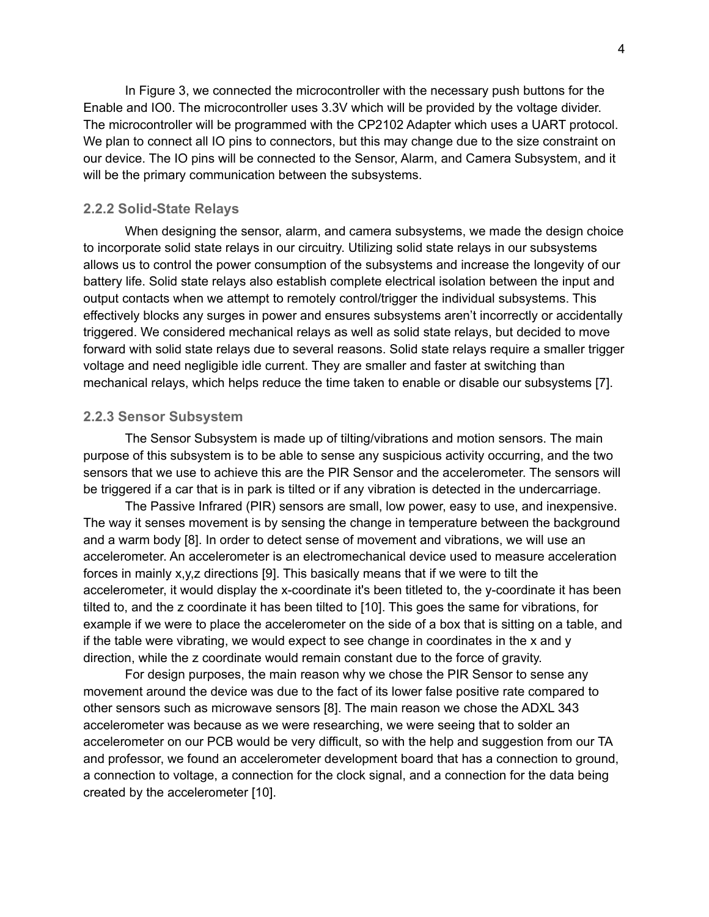In Figure 3, we connected the microcontroller with the necessary push buttons for the Enable and IO0. The microcontroller uses 3.3V which will be provided by the voltage divider. The microcontroller will be programmed with the CP2102 Adapter which uses a UART protocol. We plan to connect all IO pins to connectors, but this may change due to the size constraint on our device. The IO pins will be connected to the Sensor, Alarm, and Camera Subsystem, and it will be the primary communication between the subsystems.

### 2.2.2 Solid-State Relays

When designing the sensor, alarm, and camera subsystems, we made the design choice to incorporate solid state relays in our circuitry. Utilizing solid state relays in our subsystems allows us to control the power consumption of the subsystems and increase the longevity of our battery life. Solid state relays also establish complete electrical isolation between the input and output contacts when we attempt to remotely control/trigger the individual subsystems. This effectively blocks any surges in power and ensures subsystems aren't incorrectly or accidentally triggered. We considered mechanical relays as well as solid state relays, but decided to move forward with solid state relays due to several reasons. Solid state relays require a smaller trigger voltage and need negligible idle current. They are smaller and faster at switching than mechanical relays, which helps reduce the time taken to enable or disable our subsystems [7].

### 2.2.3 Sensor Subsystem

The Sensor Subsystem is made up of tilting/vibrations and motion sensors. The main purpose of this subsystem is to be able to sense any suspicious activity occurring, and the two sensors that we use to achieve this are the PIR Sensor and the accelerometer. The sensors will be triggered if a car that is in park is tilted or if any vibration is detected in the undercarriage.

The Passive Infrared (PIR) sensors are small, low power, easy to use, and inexpensive. The way it senses movement is by sensing the change in temperature between the background and a warm body [8]. In order to detect sense of movement and vibrations, we will use an accelerometer. An accelerometer is an electromechanical device used to measure acceleration forces in mainly x,y,z directions [9]. This basically means that if we were to tilt the accelerometer, it would display the x-coordinate it's been titleted to, the y-coordinate it has been tilted to, and the z coordinate it has been tilted to [10]. This goes the same for vibrations, for example if we were to place the accelerometer on the side of a box that is sitting on a table, and if the table were vibrating, we would expect to see change in coordinates in the x and y direction, while the z coordinate would remain constant due to the force of gravity.

For design purposes, the main reason why we chose the PIR Sensor to sense any movement around the device was due to the fact of its lower false positive rate compared to other sensors such as microwave sensors [8]. The main reason we chose the ADXL 343 accelerometer was because as we were researching, we were seeing that to solder an accelerometer on our PCB would be very difficult, so with the help and suggestion from our TA and professor, we found an accelerometer development board that has a connection to ground, a connection to voltage, a connection for the clock signal, and a connection for the data being created by the accelerometer [10].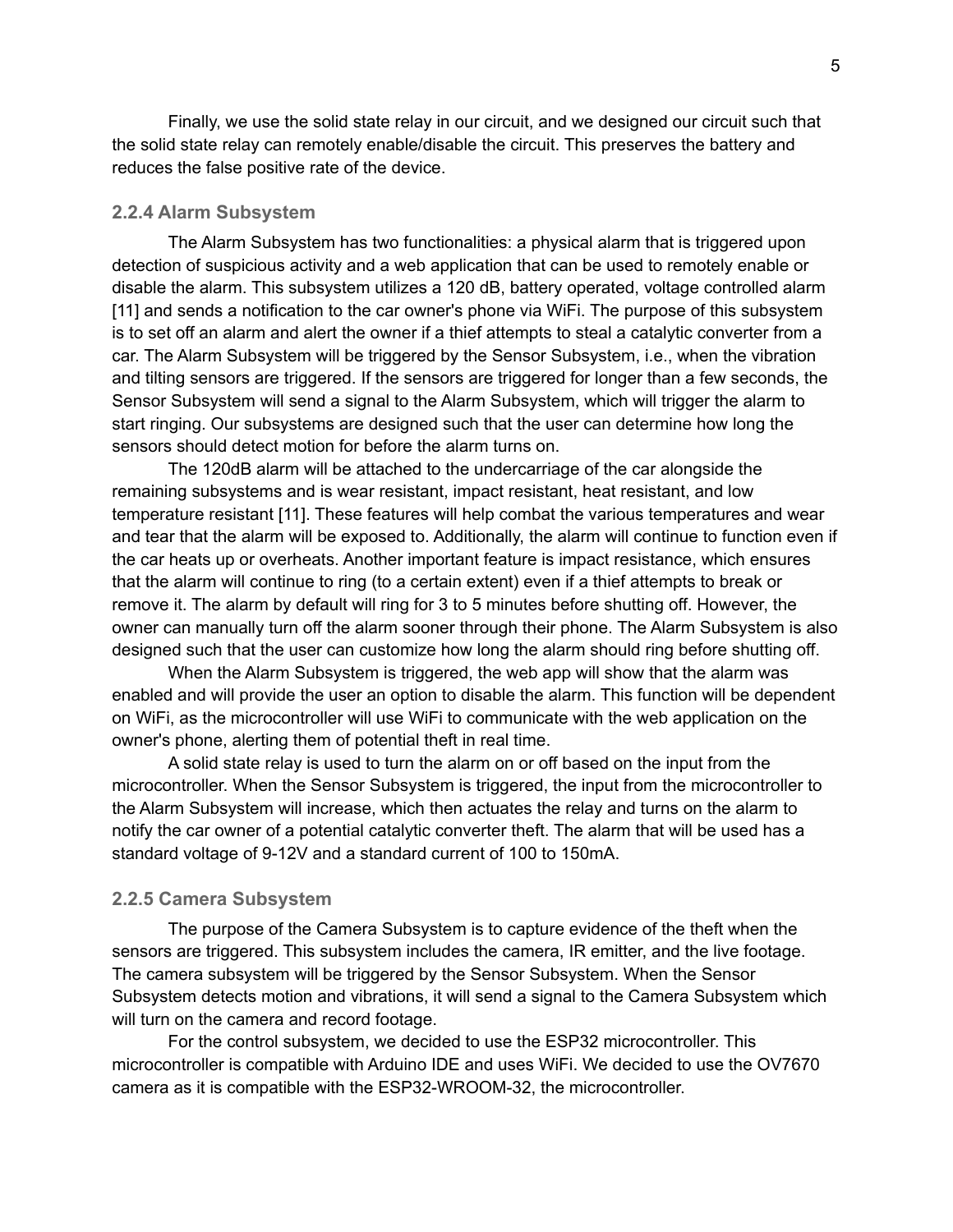Finally, we use the solid state relay in our circuit, and we designed our circuit such that the solid state relay can remotely enable/disable the circuit. This preserves the battery and reduces the false positive rate of the device.

### 2.2.4 Alarm Subsystem

The Alarm Subsystem has two functionalities: a physical alarm that is triggered upon detection of suspicious activity and a web application that can be used to remotely enable or disable the alarm. This subsystem utilizes a 120 dB, battery operated, voltage controlled alarm [11] and sends a notification to the car owner's phone via WiFi. The purpose of this subsystem is to set off an alarm and alert the owner if a thief attempts to steal a catalytic converter from a car. The Alarm Subsystem will be triggered by the Sensor Subsystem, i.e., when the vibration and tilting sensors are triggered. If the sensors are triggered for longer than a few seconds, the Sensor Subsystem will send a signal to the Alarm Subsystem, which will trigger the alarm to start ringing. Our subsystems are designed such that the user can determine how long the sensors should detect motion for before the alarm turns on.

The 120dB alarm will be attached to the undercarriage of the car alongside the remaining subsystems and is wear resistant, impact resistant, heat resistant, and low temperature resistant [11]. These features will help combat the various temperatures and wear and tear that the alarm will be exposed to. Additionally, the alarm will continue to function even if the car heats up or overheats. Another important feature is impact resistance, which ensures that the alarm will continue to ring (to a certain extent) even if a thief attempts to break or remove it. The alarm by default will ring for 3 to 5 minutes before shutting off. However, the owner can manually turn off the alarm sooner through their phone. The Alarm Subsystem is also designed such that the user can customize how long the alarm should ring before shutting off.

When the Alarm Subsystem is triggered, the web app will show that the alarm was enabled and will provide the user an option to disable the alarm. This function will be dependent on WiFi, as the microcontroller will use WiFi to communicate with the web application on the owner's phone, alerting them of potential theft in real time.

A solid state relay is used to turn the alarm on or off based on the input from the microcontroller. When the Sensor Subsystem is triggered, the input from the microcontroller to the Alarm Subsystem will increase, which then actuates the relay and turns on the alarm to notify the car owner of a potential catalytic converter theft. The alarm that will be used has a standard voltage of 9-12V and a standard current of 100 to 150mA.

### 2.2.5 Camera Subsystem

The purpose of the Camera Subsystem is to capture evidence of the theft when the sensors are triggered. This subsystem includes the camera, IR emitter, and the live footage. The camera subsystem will be triggered by the Sensor Subsystem. When the Sensor Subsystem detects motion and vibrations, it will send a signal to the Camera Subsystem which will turn on the camera and record footage.

For the control subsystem, we decided to use the ESP32 microcontroller. This microcontroller is compatible with Arduino IDE and uses WiFi. We decided to use the OV7670 camera as it is compatible with the ESP32-WROOM-32, the microcontroller.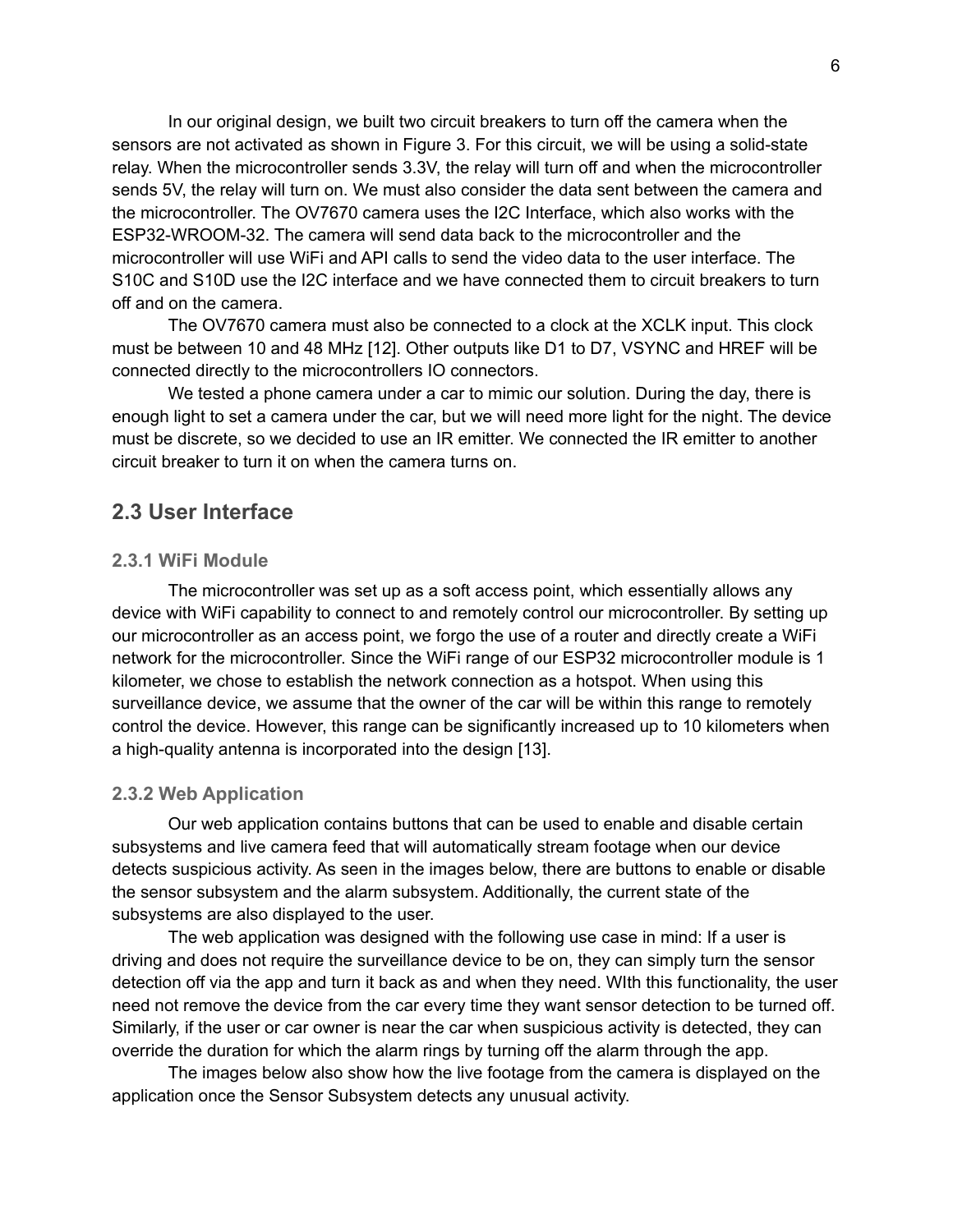In our original design, we built two circuit breakers to turn off the camera when the sensors are not activated as shown in Figure 3. For this circuit, we will be using a solid-state relay. When the microcontroller sends 3.3V, the relay will turn off and when the microcontroller sends 5V, the relay will turn on. We must also consider the data sent between the camera and the microcontroller. The OV7670 camera uses the I2C Interface, which also works with the ESP32-WROOM-32. The camera will send data back to the microcontroller and the microcontroller will use WiFi and API calls to send the video data to the user interface. The S10C and S10D use the I2C interface and we have connected them to circuit breakers to turn off and on the camera.

The OV7670 camera must also be connected to a clock at the XCLK input. This clock must be between 10 and 48 MHz [12]. Other outputs like D1 to D7, VSYNC and HREF will be connected directly to the microcontrollers IO connectors.

We tested a phone camera under a car to mimic our solution. During the day, there is enough light to set a camera under the car, but we will need more light for the night. The device must be discrete, so we decided to use an IR emitter. We connected the IR emitter to another circuit breaker to turn it on when the camera turns on.

## 2.3 User Interface

### 2.3.1 WiFi Module

The microcontroller was set up as a soft access point, which essentially allows any device with WiFi capability to connect to and remotely control our microcontroller. By setting up our microcontroller as an access point, we forgo the use of a router and directly create a WiFi network for the microcontroller. Since the WiFi range of our ESP32 microcontroller module is 1 kilometer, we chose to establish the network connection as a hotspot. When using this surveillance device, we assume that the owner of the car will be within this range to remotely control the device. However, this range can be significantly increased up to 10 kilometers when a high-quality antenna is incorporated into the design [13].

### 2.3.2 Web Application

Our web application contains buttons that can be used to enable and disable certain subsystems and live camera feed that will automatically stream footage when our device detects suspicious activity. As seen in the images below, there are buttons to enable or disable the sensor subsystem and the alarm subsystem. Additionally, the current state of the subsystems are also displayed to the user.

The web application was designed with the following use case in mind: If a user is driving and does not require the surveillance device to be on, they can simply turn the sensor detection off via the app and turn it back as and when they need. WIth this functionality, the user need not remove the device from the car every time they want sensor detection to be turned off. Similarly, if the user or car owner is near the car when suspicious activity is detected, they can override the duration for which the alarm rings by turning off the alarm through the app.

The images below also show how the live footage from the camera is displayed on the application once the Sensor Subsystem detects any unusual activity.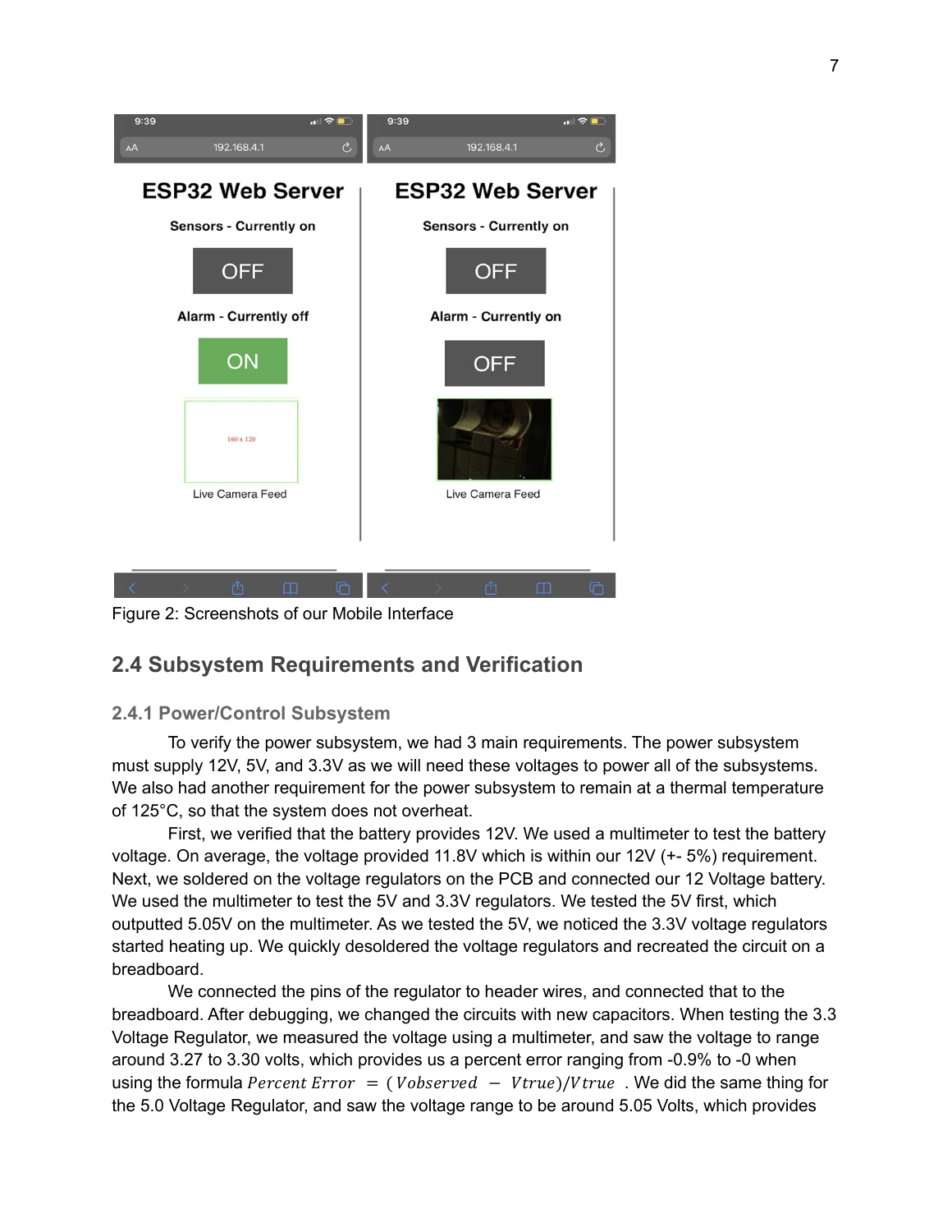Figure 2: Screenshots of our Mobile Interface

## 2.4 Subsystem Requirements and Verification

### 2.4.1 Power/Control Subsystem

To verify the power subsystem, we had 3 main requirements. The power subsystem must supply 12V, 5V, and 3.3V as we will need these voltages to power all of the subsystems. We also had another requirement for the power subsystem to remain at a thermal temperature of 125°C, so that the system does not overheat.

First, we verified that the battery provides 12V. We used a multimeter to test the battery voltage. On average, the voltage provided 11.8V which is within our 12V (+- 5%) requirement. Next, we soldered on the voltage regulators on the PCB and connected our 12 Voltage battery. We used the multimeter to test the 5V and 3.3V regulators. We tested the 5V first, which outputted 5.05V on the multimeter. As we tested the 5V, we noticed the 3.3V voltage regulators started heating up. We quickly desoldered the voltage regulators and recreated the circuit on a breadboard.

We connected the pins of the regulator to header wires, and connected that to the breadboard. After debugging, we changed the circuits with new capacitors. When testing the 3.3 Voltage Regulator, we measured the voltage using a multimeter, and saw the voltage to range around 3.27 to 3.30 volts, which provides us a percent error ranging from -0.9% to -0 when using the formula $Percent\ Error = (Vobserved - Vtrue)/Vtrue$ . We did the same thing for the 5.0 Voltage Regulator, and saw the voltage range to be around 5.05 Volts, which provides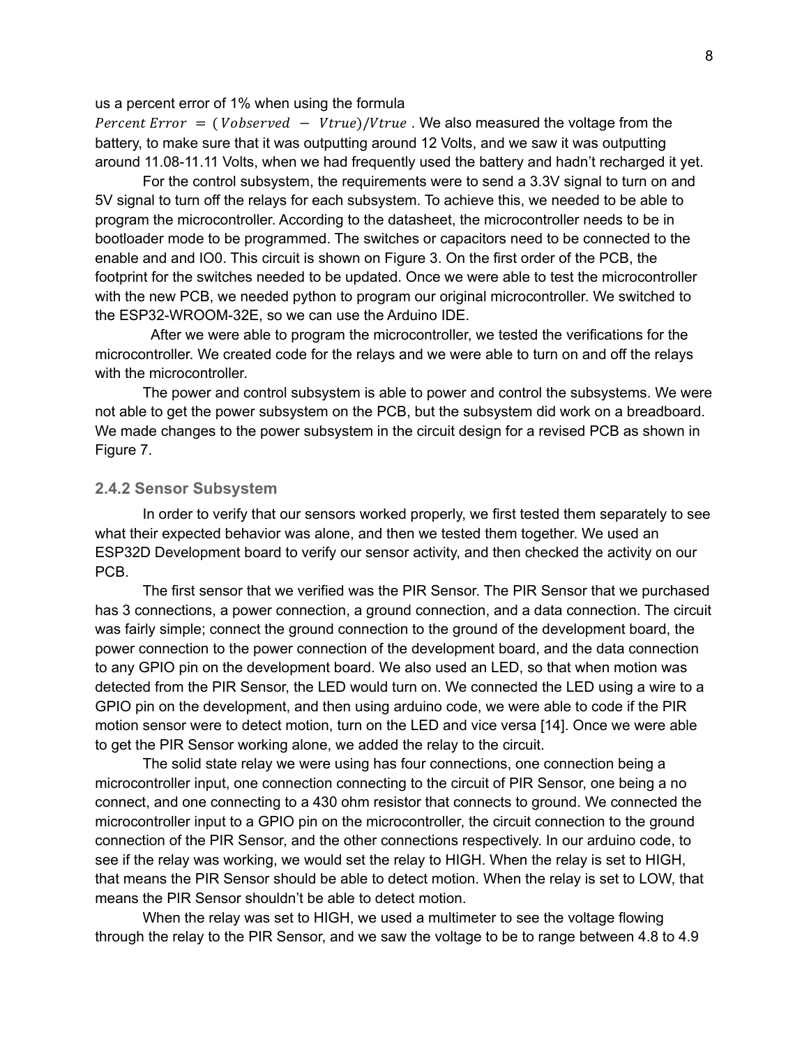us a percent error of 1% when using the formula $Percent\ Error\ = (Vobserved\ -\ Vtrue)/Vtrue$. We also measured the voltage from the battery, to make sure that it was outputting around 12 Volts, and we saw it was outputting around 11.08-11.11 Volts, when we had frequently used the battery and hadn't recharged it yet.

For the control subsystem, the requirements were to send a 3.3V signal to turn on and 5V signal to turn off the relays for each subsystem. To achieve this, we needed to be able to program the microcontroller. According to the datasheet, the microcontroller needs to be in bootloader mode to be programmed. The switches or capacitors need to be connected to the enable and and IO0. This circuit is shown on Figure 3. On the first order of the PCB, the footprint for the switches needed to be updated. Once we were able to test the microcontroller with the new PCB, we needed python to program our original microcontroller. We switched to the ESP32-WROOM-32E, so we can use the Arduino IDE.

After we were able to program the microcontroller, we tested the verifications for the microcontroller. We created code for the relays and we were able to turn on and off the relays with the microcontroller.

The power and control subsystem is able to power and control the subsystems. We were not able to get the power subsystem on the PCB, but the subsystem did work on a breadboard. We made changes to the power subsystem in the circuit design for a revised PCB as shown in Figure 7.

### 2.4.2 Sensor Subsystem

In order to verify that our sensors worked properly, we first tested them separately to see what their expected behavior was alone, and then we tested them together. We used an ESP32D Development board to verify our sensor activity, and then checked the activity on our PCB.

The first sensor that we verified was the PIR Sensor. The PIR Sensor that we purchased has 3 connections, a power connection, a ground connection, and a data connection. The circuit was fairly simple; connect the ground connection to the ground of the development board, the power connection to the power connection of the development board, and the data connection to any GPIO pin on the development board. We also used an LED, so that when motion was detected from the PIR Sensor, the LED would turn on. We connected the LED using a wire to a GPIO pin on the development, and then using arduino code, we were able to code if the PIR motion sensor were to detect motion, turn on the LED and vice versa [14]. Once we were able to get the PIR Sensor working alone, we added the relay to the circuit.

The solid state relay we were using has four connections, one connection being a microcontroller input, one connection connecting to the circuit of PIR Sensor, one being a no connect, and one connecting to a 430 ohm resistor that connects to ground. We connected the microcontroller input to a GPIO pin on the microcontroller, the circuit connection to the ground connection of the PIR Sensor, and the other connections respectively. In our arduino code, to see if the relay was working, we would set the relay to HIGH. When the relay is set to HIGH, that means the PIR Sensor should be able to detect motion. When the relay is set to LOW, that means the PIR Sensor shouldn't be able to detect motion.

When the relay was set to HIGH, we used a multimeter to see the voltage flowing through the relay to the PIR Sensor, and we saw the voltage to be to range between 4.8 to 4.9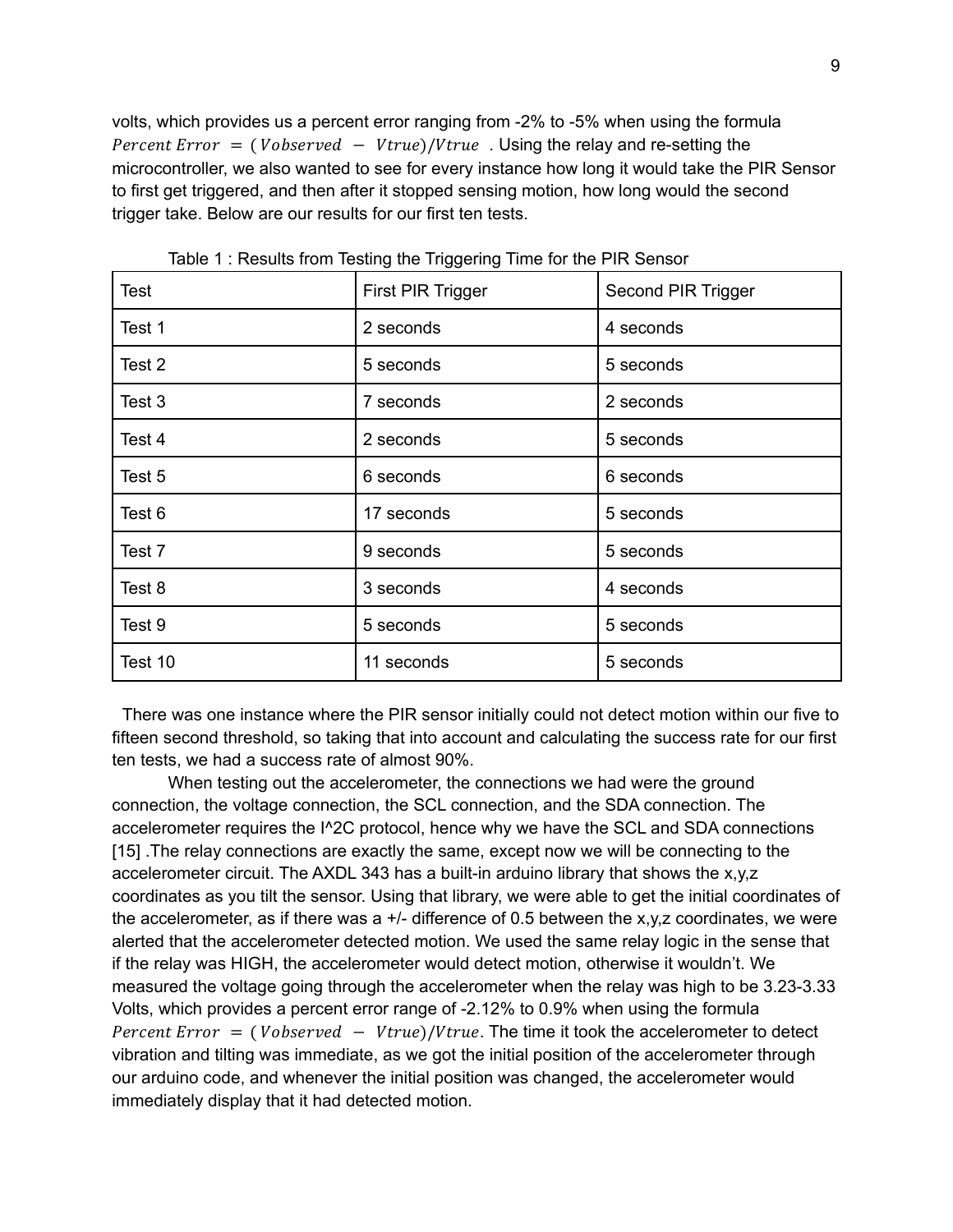volts, which provides us a percent error ranging from -2% to -5% when using the formula $Percent\ Error\ = (Vobserved\ -\ Vtrue)/Vtrue$ . Using the relay and re-setting the microcontroller, we also wanted to see for every instance how long it would take the PIR Sensor to first get triggered, and then after it stopped sensing motion, how long would the second trigger take. Below are our results for our first ten tests.

Table 1 : Results from Testing the Triggering Time for the PIR Sensor

| Test | First PIR Trigger | Second PIR Trigger |
|---|---|---|
| Test 1 | 2 seconds | 4 seconds |
| Test 2 | 5 seconds | 5 seconds |
| Test 3 | 7 seconds | 2 seconds |
| Test 4 | 2 seconds | 5 seconds |
| Test 5 | 6 seconds | 6 seconds |
| Test 6 | 17 seconds | 5 seconds |
| Test 7 | 9 seconds | 5 seconds |
| Test 8 | 3 seconds | 4 seconds |
| Test 9 | 5 seconds | 5 seconds |
| Test 10 | 11 seconds | 5 seconds |

There was one instance where the PIR sensor initially could not detect motion within our five to fifteen second threshold, so taking that into account and calculating the success rate for our first ten tests, we had a success rate of almost 90%.

When testing out the accelerometer, the connections we had were the ground connection, the voltage connection, the SCL connection, and the SDA connection. The accelerometer requires the I^2C protocol, hence why we have the SCL and SDA connections [15] .The relay connections are exactly the same, except now we will be connecting to the accelerometer circuit. The AXDL 343 has a built-in arduino library that shows the x,y,z coordinates as you tilt the sensor. Using that library, we were able to get the initial coordinates of the accelerometer, as if there was a +/- difference of 0.5 between the x,y,z coordinates, we were alerted that the accelerometer detected motion. We used the same relay logic in the sense that if the relay was HIGH, the accelerometer would detect motion, otherwise it wouldn't. We measured the voltage going through the accelerometer when the relay was high to be 3.23-3.33 Volts, which provides a percent error range of -2.12% to 0.9% when using the formula $Percent\ Error\ = (Vobserved\ -\ Vtrue)/Vtrue$. The time it took the accelerometer to detect vibration and tilting was immediate, as we got the initial position of the accelerometer through our arduino code, and whenever the initial position was changed, the accelerometer would immediately display that it had detected motion.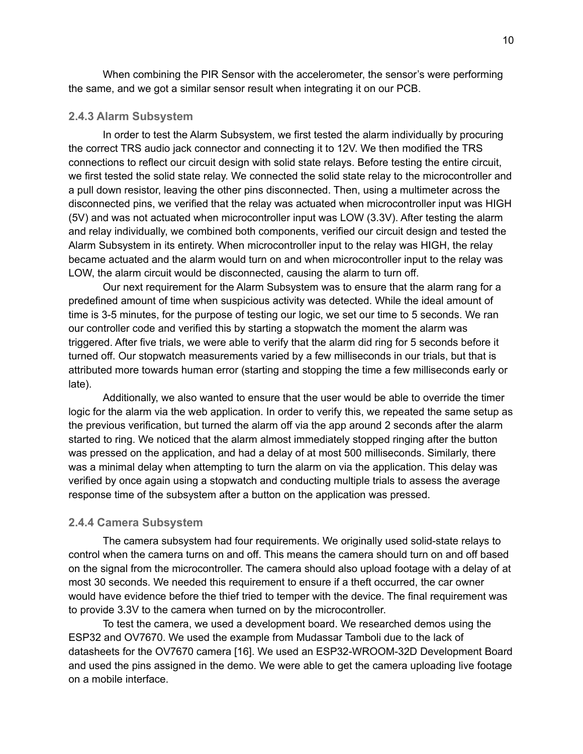When combining the PIR Sensor with the accelerometer, the sensor's were performing the same, and we got a similar sensor result when integrating it on our PCB.

### 2.4.3 Alarm Subsystem

In order to test the Alarm Subsystem, we first tested the alarm individually by procuring the correct TRS audio jack connector and connecting it to 12V. We then modified the TRS connections to reflect our circuit design with solid state relays. Before testing the entire circuit, we first tested the solid state relay. We connected the solid state relay to the microcontroller and a pull down resistor, leaving the other pins disconnected. Then, using a multimeter across the disconnected pins, we verified that the relay was actuated when microcontroller input was HIGH (5V) and was not actuated when microcontroller input was LOW (3.3V). After testing the alarm and relay individually, we combined both components, verified our circuit design and tested the Alarm Subsystem in its entirety. When microcontroller input to the relay was HIGH, the relay became actuated and the alarm would turn on and when microcontroller input to the relay was LOW, the alarm circuit would be disconnected, causing the alarm to turn off.

Our next requirement for the Alarm Subsystem was to ensure that the alarm rang for a predefined amount of time when suspicious activity was detected. While the ideal amount of time is 3-5 minutes, for the purpose of testing our logic, we set our time to 5 seconds. We ran our controller code and verified this by starting a stopwatch the moment the alarm was triggered. After five trials, we were able to verify that the alarm did ring for 5 seconds before it turned off. Our stopwatch measurements varied by a few milliseconds in our trials, but that is attributed more towards human error (starting and stopping the time a few milliseconds early or late).

Additionally, we also wanted to ensure that the user would be able to override the timer logic for the alarm via the web application. In order to verify this, we repeated the same setup as the previous verification, but turned the alarm off via the app around 2 seconds after the alarm started to ring. We noticed that the alarm almost immediately stopped ringing after the button was pressed on the application, and had a delay of at most 500 milliseconds. Similarly, there was a minimal delay when attempting to turn the alarm on via the application. This delay was verified by once again using a stopwatch and conducting multiple trials to assess the average response time of the subsystem after a button on the application was pressed.

### 2.4.4 Camera Subsystem

The camera subsystem had four requirements. We originally used solid-state relays to control when the camera turns on and off. This means the camera should turn on and off based on the signal from the microcontroller. The camera should also upload footage with a delay of at most 30 seconds. We needed this requirement to ensure if a theft occurred, the car owner would have evidence before the thief tried to temper with the device. The final requirement was to provide 3.3V to the camera when turned on by the microcontroller.

To test the camera, we used a development board. We researched demos using the ESP32 and OV7670. We used the example from Mudassar Tamboli due to the lack of datasheets for the OV7670 camera [16]. We used an ESP32-WROOM-32D Development Board and used the pins assigned in the demo. We were able to get the camera uploading live footage on a mobile interface.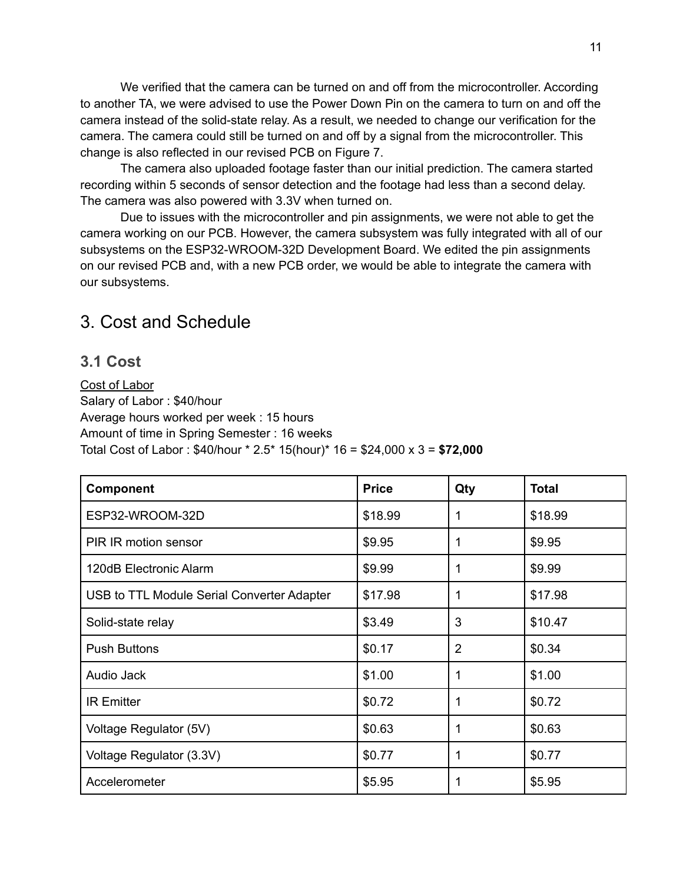We verified that the camera can be turned on and off from the microcontroller. According to another TA, we were advised to use the Power Down Pin on the camera to turn on and off the camera instead of the solid-state relay. As a result, we needed to change our verification for the camera. The camera could still be turned on and off by a signal from the microcontroller. This change is also reflected in our revised PCB on Figure 7.

The camera also uploaded footage faster than our initial prediction. The camera started recording within 5 seconds of sensor detection and the footage had less than a second delay. The camera was also powered with 3.3V when turned on.

Due to issues with the microcontroller and pin assignments, we were not able to get the camera working on our PCB. However, the camera subsystem was fully integrated with all of our subsystems on the ESP32-WROOM-32D Development Board. We edited the pin assignments on our revised PCB and, with a new PCB order, we would be able to integrate the camera with our subsystems.

# 3. Cost and Schedule

## 3.1 Cost

Cost of Labor
Salary of Labor : $40/hour
Average hours worked per week : 15 hours
Amount of time in Spring Semester : 16 weeks
Total Cost of Labor : $40/hour * 2.5* 15(hour)* 16 = $24,000 x 3 = **$72,000**

| Component | Price | Qty | Total |
|---|---|---|---|
| ESP32-WROOM-32D | $18.99 | 1 | $18.99 |
| PIR IR motion sensor | $9.95 | 1 | $9.95 |
| 120dB Electronic Alarm | $9.99 | 1 | $9.99 |
| USB to TTL Module Serial Converter Adapter | $17.98 | 1 | $17.98 |
| Solid-state relay | $3.49 | 3 | $10.47 |
| Push Buttons | $0.17 | 2 | $0.34 |
| Audio Jack | $1.00 | 1 | $1.00 |
| IR Emitter | $0.72 | 1 | $0.72 |
| Voltage Regulator (5V) | $0.63 | 1 | $0.63 |
| Voltage Regulator (3.3V) | $0.77 | 1 | $0.77 |
| Accelerometer | $5.95 | 1 | $5.95 |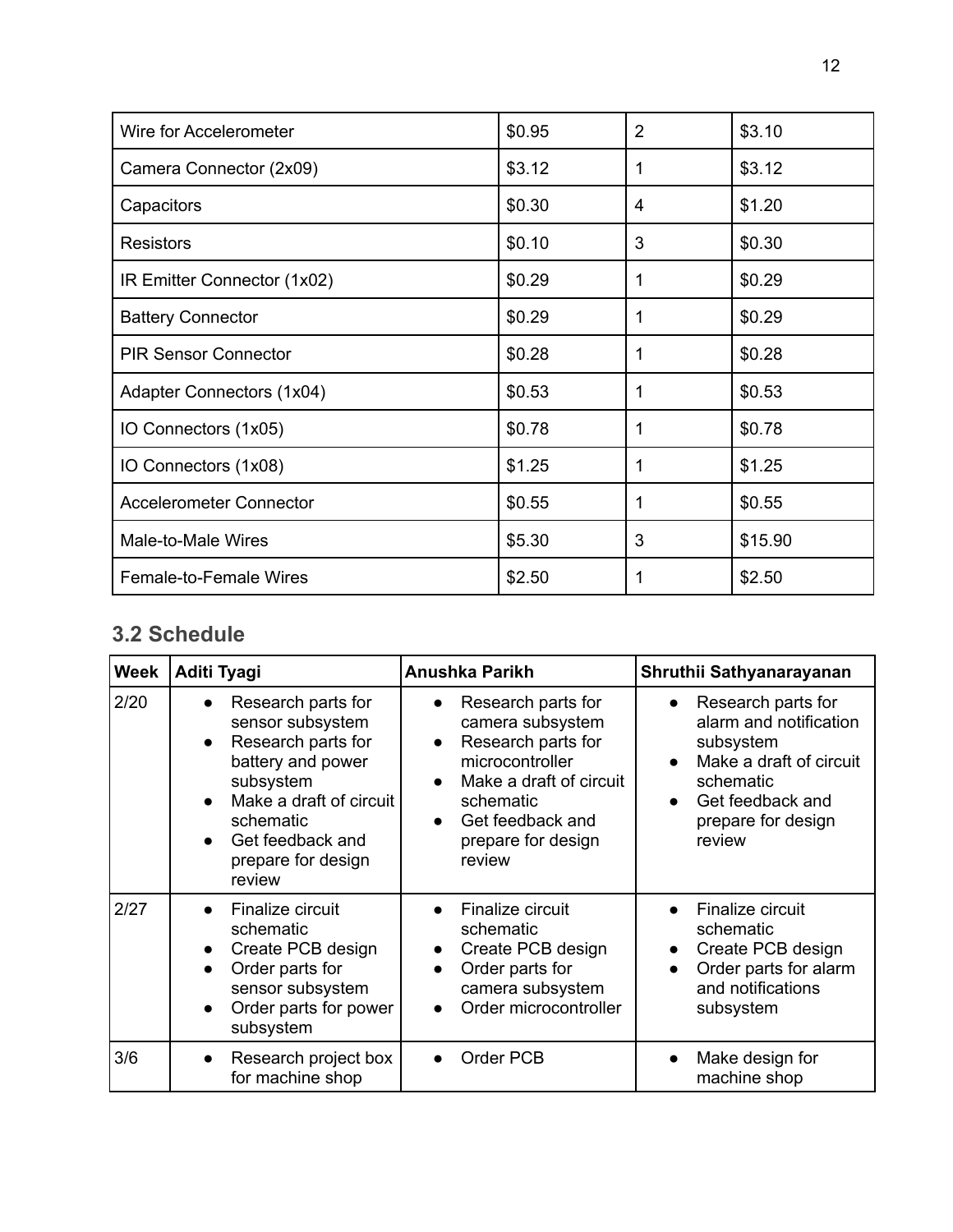| Wire for Accelerometer | $0.95 | 2 | $3.10 |
|---|---|---|---|
| Camera Connector (2x09) | $3.12 | 1 | $3.12 |
| Capacitors | $0.30 | 4 | $1.20 |
| Resistors | $0.10 | 3 | $0.30 |
| IR Emitter Connector (1x02) | $0.29 | 1 | $0.29 |
| Battery Connector | $0.29 | 1 | $0.29 |
| PIR Sensor Connector | $0.28 | 1 | $0.28 |
| Adapter Connectors (1x04) | $0.53 | 1 | $0.53 |
| IO Connectors (1x05) | $0.78 | 1 | $0.78 |
| IO Connectors (1x08) | $1.25 | 1 | $1.25 |
| Accelerometer Connector | $0.55 | 1 | $0.55 |
| Male-to-Male Wires | $5.30 | 3 | $15.90 |
| Female-to-Female Wires | $2.50 | 1 | $2.50 |

## 3.2 Schedule

| Week | Aditi Tyagi | Anushka Parikh | Shruthii Sathyanarayanan |
|---|---|---|---|
| 2/20 | • Research parts for sensor subsystem<br>• Research parts for battery and power subsystem<br>• Make a draft of circuit schematic<br>• Get feedback and prepare for design review | • Research parts for camera subsystem<br>• Research parts for microcontroller<br>• Make a draft of circuit schematic<br>• Get feedback and prepare for design review | • Research parts for alarm and notification subsystem<br>• Make a draft of circuit schematic<br>• Get feedback and prepare for design review |
| 2/27 | • Finalize circuit schematic<br>• Create PCB design<br>• Order parts for sensor subsystem<br>• Order parts for power subsystem | • Finalize circuit schematic<br>• Create PCB design<br>• Order parts for camera subsystem<br>• Order microcontroller | • Finalize circuit schematic<br>• Create PCB design<br>• Order parts for alarm and notifications subsystem |
| 3/6 | • Research project box for machine shop | • Order PCB | • Make design for machine shop |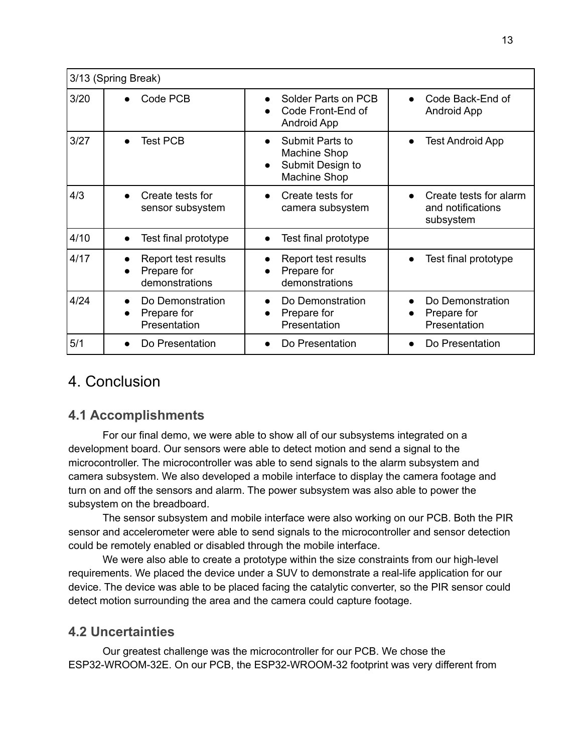| 3/13 (Spring Break) | | | |
|---|---|---|---|
| 3/20 | • Code PCB | • Solder Parts on PCB<br>• Code Front-End of Android App | • Code Back-End of Android App |
| 3/27 | • Test PCB | • Submit Parts to Machine Shop<br>• Submit Design to Machine Shop | • Test Android App |
| 4/3 | • Create tests for sensor subsystem | • Create tests for camera subsystem | • Create tests for alarm and notifications subsystem |
| 4/10 | • Test final prototype | • Test final prototype | |
| 4/17 | • Report test results<br>• Prepare for demonstrations | • Report test results<br>• Prepare for demonstrations | • Test final prototype |
| 4/24 | • Do Demonstration<br>• Prepare for Presentation | • Do Demonstration<br>• Prepare for Presentation | • Do Demonstration<br>• Prepare for Presentation |
| 5/1 | • Do Presentation | • Do Presentation | • Do Presentation |

# 4. Conclusion

## 4.1 Accomplishments

For our final demo, we were able to show all of our subsystems integrated on a development board. Our sensors were able to detect motion and send a signal to the microcontroller. The microcontroller was able to send signals to the alarm subsystem and camera subsystem. We also developed a mobile interface to display the camera footage and turn on and off the sensors and alarm. The power subsystem was also able to power the subsystem on the breadboard.

The sensor subsystem and mobile interface were also working on our PCB. Both the PIR sensor and accelerometer were able to send signals to the microcontroller and sensor detection could be remotely enabled or disabled through the mobile interface.

We were also able to create a prototype within the size constraints from our high-level requirements. We placed the device under a SUV to demonstrate a real-life application for our device. The device was able to be placed facing the catalytic converter, so the PIR sensor could detect motion surrounding the area and the camera could capture footage.

## 4.2 Uncertainties

Our greatest challenge was the microcontroller for our PCB. We chose the ESP32-WROOM-32E. On our PCB, the ESP32-WROOM-32 footprint was very different from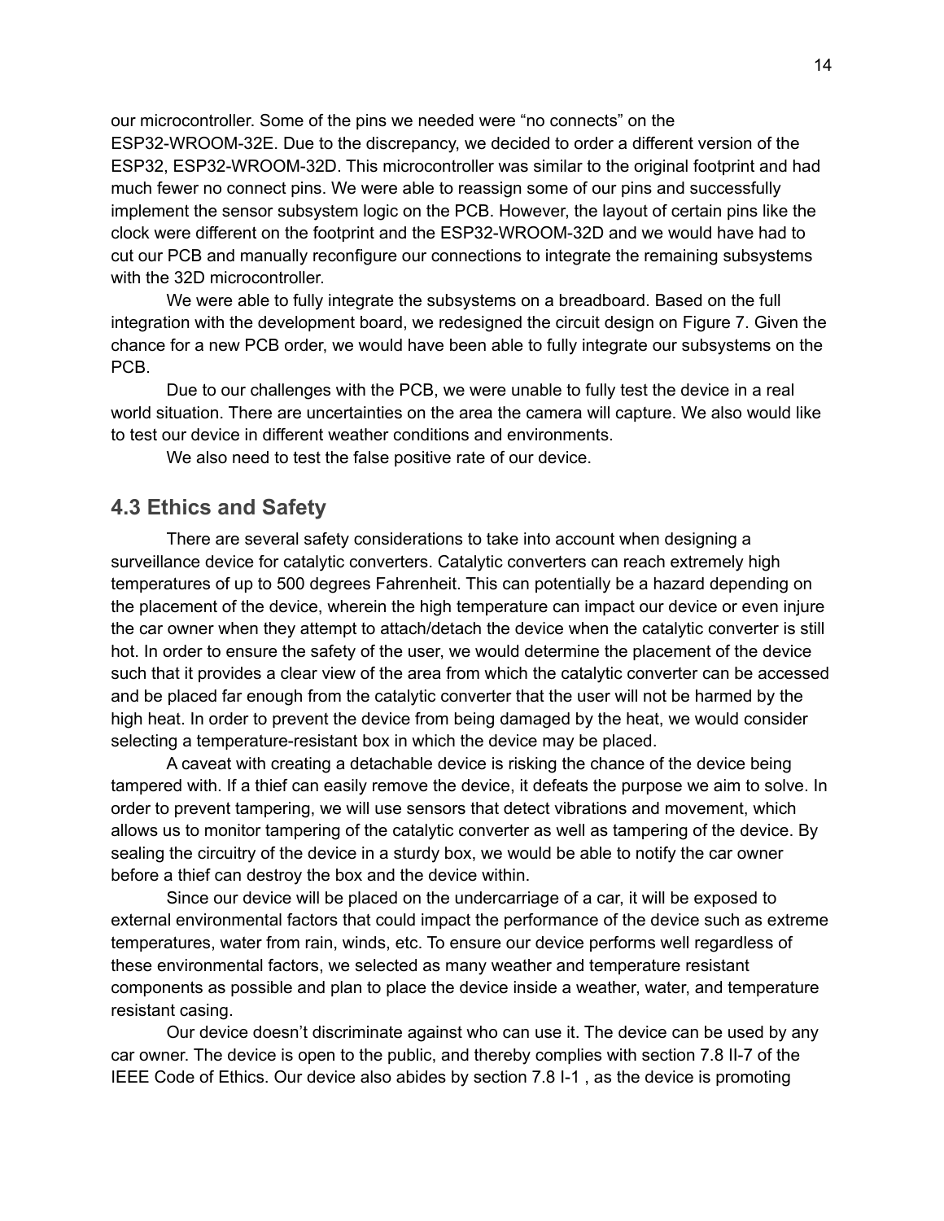our microcontroller. Some of the pins we needed were “no connects” on the ESP32-WROOM-32E. Due to the discrepancy, we decided to order a different version of the ESP32, ESP32-WROOM-32D. This microcontroller was similar to the original footprint and had much fewer no connect pins. We were able to reassign some of our pins and successfully implement the sensor subsystem logic on the PCB. However, the layout of certain pins like the clock were different on the footprint and the ESP32-WROOM-32D and we would have had to cut our PCB and manually reconfigure our connections to integrate the remaining subsystems with the 32D microcontroller.

We were able to fully integrate the subsystems on a breadboard. Based on the full integration with the development board, we redesigned the circuit design on Figure 7. Given the chance for a new PCB order, we would have been able to fully integrate our subsystems on the PCB.

Due to our challenges with the PCB, we were unable to fully test the device in a real world situation. There are uncertainties on the area the camera will capture. We also would like to test our device in different weather conditions and environments.

We also need to test the false positive rate of our device.

## 4.3 Ethics and Safety

There are several safety considerations to take into account when designing a surveillance device for catalytic converters. Catalytic converters can reach extremely high temperatures of up to 500 degrees Fahrenheit. This can potentially be a hazard depending on the placement of the device, wherein the high temperature can impact our device or even injure the car owner when they attempt to attach/detach the device when the catalytic converter is still hot. In order to ensure the safety of the user, we would determine the placement of the device such that it provides a clear view of the area from which the catalytic converter can be accessed and be placed far enough from the catalytic converter that the user will not be harmed by the high heat. In order to prevent the device from being damaged by the heat, we would consider selecting a temperature-resistant box in which the device may be placed.

A caveat with creating a detachable device is risking the chance of the device being tampered with. If a thief can easily remove the device, it defeats the purpose we aim to solve. In order to prevent tampering, we will use sensors that detect vibrations and movement, which allows us to monitor tampering of the catalytic converter as well as tampering of the device. By sealing the circuitry of the device in a sturdy box, we would be able to notify the car owner before a thief can destroy the box and the device within.

Since our device will be placed on the undercarriage of a car, it will be exposed to external environmental factors that could impact the performance of the device such as extreme temperatures, water from rain, winds, etc. To ensure our device performs well regardless of these environmental factors, we selected as many weather and temperature resistant components as possible and plan to place the device inside a weather, water, and temperature resistant casing.

Our device doesn’t discriminate against who can use it. The device can be used by any car owner. The device is open to the public, and thereby complies with section 7.8 II-7 of the IEEE Code of Ethics. Our device also abides by section 7.8 I-1 , as the device is promoting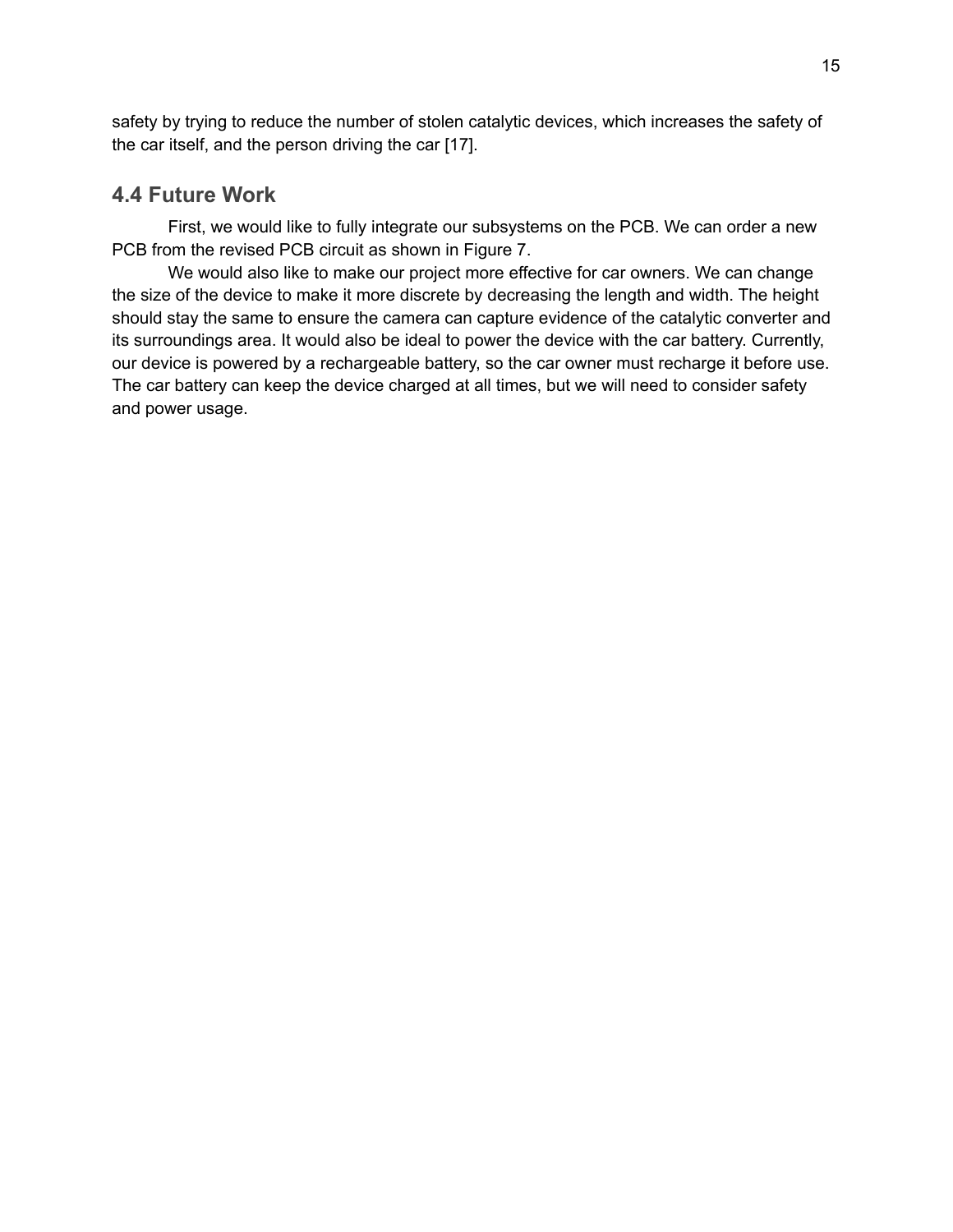safety by trying to reduce the number of stolen catalytic devices, which increases the safety of the car itself, and the person driving the car [17].

## 4.4 Future Work

First, we would like to fully integrate our subsystems on the PCB. We can order a new PCB from the revised PCB circuit as shown in Figure 7.

We would also like to make our project more effective for car owners. We can change the size of the device to make it more discrete by decreasing the length and width. The height should stay the same to ensure the camera can capture evidence of the catalytic converter and its surroundings area. It would also be ideal to power the device with the car battery. Currently, our device is powered by a rechargeable battery, so the car owner must recharge it before use. The car battery can keep the device charged at all times, but we will need to consider safety and power usage.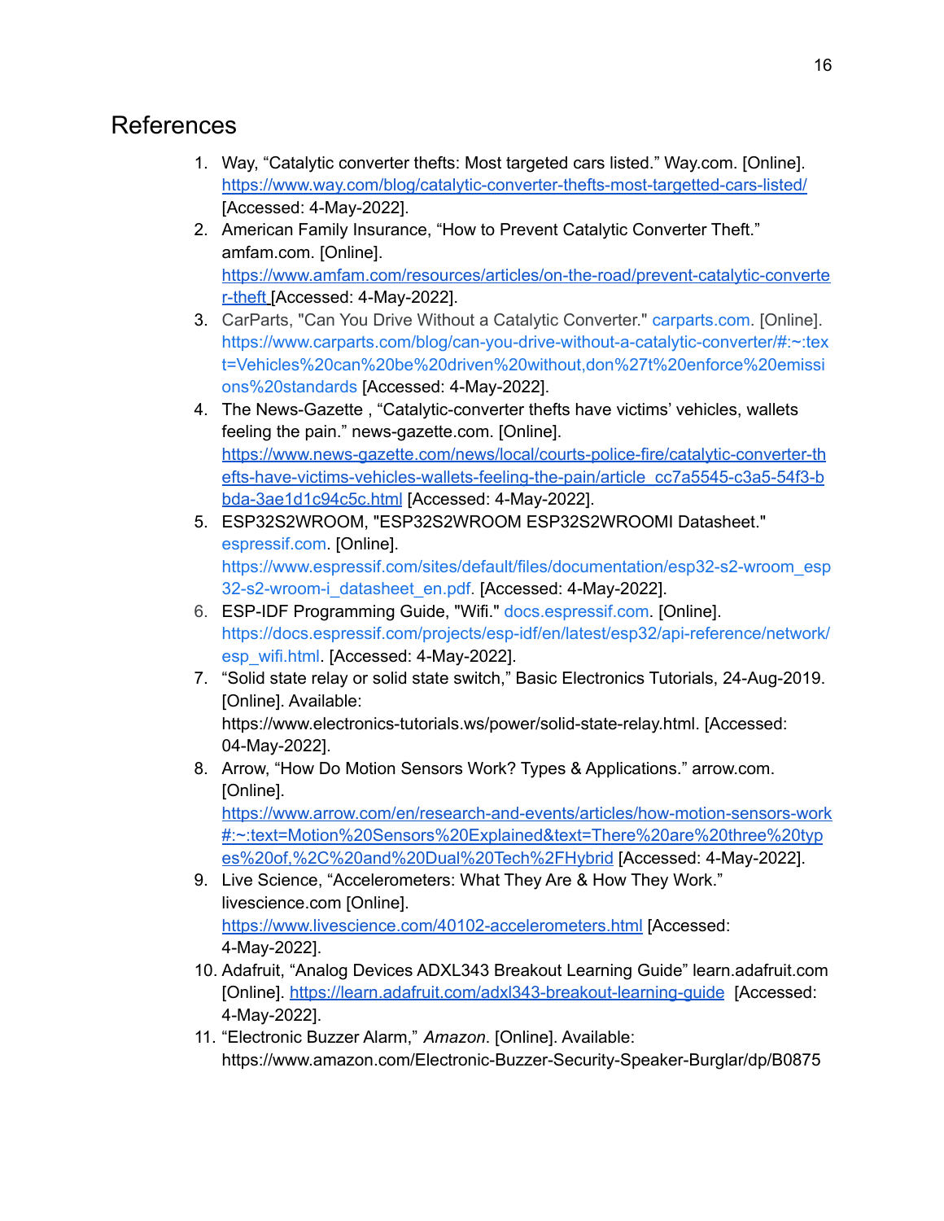# References

1. Way, "Catalytic converter thefts: Most targeted cars listed." Way.com. [Online]. https://www.way.com/blog/catalytic-converter-thefts-most-targetted-cars-listed/ [Accessed: 4-May-2022].
2. American Family Insurance, "How to Prevent Catalytic Converter Theft." amfam.com. [Online]. https://www.amfam.com/resources/articles/on-the-road/prevent-catalytic-converter-theft [Accessed: 4-May-2022].
3. CarParts, "Can You Drive Without a Catalytic Converter." carparts.com. [Online]. https://www.carparts.com/blog/can-you-drive-without-a-catalytic-converter/#:~:text=Vehicles%20can%20be%20driven%20without,don%27t%20enforce%20emissions%20standards [Accessed: 4-May-2022].
4. The News-Gazette , "Catalytic-converter thefts have victims' vehicles, wallets feeling the pain." news-gazette.com. [Online]. https://www.news-gazette.com/news/local/courts-police-fire/catalytic-converter-thefts-have-victims-vehicles-wallets-feeling-the-pain/article_cc7a5545-c3a5-54f3-bbda-3ae1d1c94c5c.html [Accessed: 4-May-2022].
5. ESP32S2WROOM, "ESP32S2WROOM ESP32S2WROOMI Datasheet." espressif.com. [Online]. https://www.espressif.com/sites/default/files/documentation/esp32-s2-wroom_esp32-s2-wroom-i_datasheet_en.pdf. [Accessed: 4-May-2022].
6. ESP-IDF Programming Guide, "Wifi." docs.espressif.com. [Online]. https://docs.espressif.com/projects/esp-idf/en/latest/esp32/api-reference/network/esp_wifi.html. [Accessed: 4-May-2022].
7. "Solid state relay or solid state switch," Basic Electronics Tutorials, 24-Aug-2019. [Online]. Available: https://www.electronics-tutorials.ws/power/solid-state-relay.html. [Accessed: 04-May-2022].
8. Arrow, "How Do Motion Sensors Work? Types & Applications." arrow.com. [Online]. https://www.arrow.com/en/research-and-events/articles/how-motion-sensors-work#:~:text=Motion%20Sensors%20Explained&text=There%20are%20three%20types%20of,%2C%20and%20Dual%20Tech%2FHybrid [Accessed: 4-May-2022].
9. Live Science, "Accelerometers: What They Are & How They Work." livescience.com [Online]. https://www.livescience.com/40102-accelerometers.html [Accessed: 4-May-2022].
10. Adafruit, "Analog Devices ADXL343 Breakout Learning Guide" learn.adafruit.com [Online]. https://learn.adafruit.com/adxl343-breakout-learning-guide [Accessed: 4-May-2022].
11. "Electronic Buzzer Alarm," *Amazon*. [Online]. Available: https://www.amazon.com/Electronic-Buzzer-Security-Speaker-Burglar/dp/B0875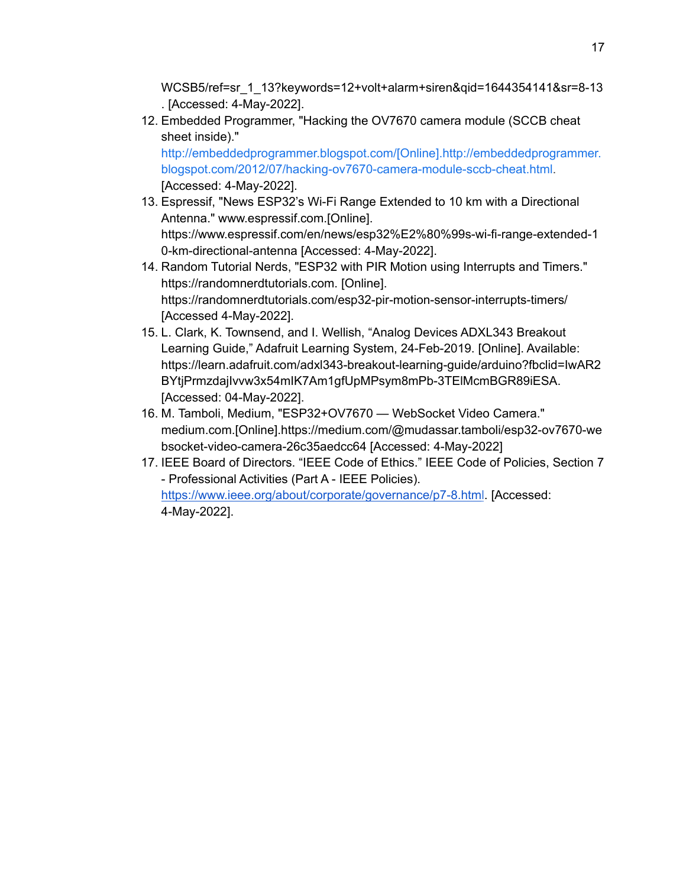WCSB5/ref=sr_1_13?keywords=12+volt+alarm+siren&qid=1644354141&sr=8-13 . [Accessed: 4-May-2022].

12. Embedded Programmer, "Hacking the OV7670 camera module (SCCB cheat sheet inside)." http://embeddedprogrammer.blogspot.com/[Online].http://embeddedprogrammer.blogspot.com/2012/07/hacking-ov7670-camera-module-sccb-cheat.html. [Accessed: 4-May-2022].
13. Espressif, "News ESP32's Wi-Fi Range Extended to 10 km with a Directional Antenna." www.espressif.com.[Online]. https://www.espressif.com/en/news/esp32%E2%80%99s-wi-fi-range-extended-10-km-directional-antenna [Accessed: 4-May-2022].
14. Random Tutorial Nerds, "ESP32 with PIR Motion using Interrupts and Timers." https://randomnerdtutorials.com. [Online]. https://randomnerdtutorials.com/esp32-pir-motion-sensor-interrupts-timers/ [Accessed 4-May-2022].
15. L. Clark, K. Townsend, and I. Wellish, "Analog Devices ADXL343 Breakout Learning Guide," Adafruit Learning System, 24-Feb-2019. [Online]. Available: https://learn.adafruit.com/adxl343-breakout-learning-guide/arduino?fbclid=IwAR2BYtjPrmzdajIvvw3x54mIK7Am1gfUpMPsym8mPb-3TElMcmBGR89iESA. [Accessed: 04-May-2022].
16. M. Tamboli, Medium, "ESP32+OV7670 — WebSocket Video Camera." medium.com.[Online].https://medium.com/@mudassar.tamboli/esp32-ov7670-websocket-video-camera-26c35aedcc64 [Accessed: 4-May-2022]
17. IEEE Board of Directors. "IEEE Code of Ethics." IEEE Code of Policies, Section 7 - Professional Activities (Part A - IEEE Policies). https://www.ieee.org/about/corporate/governance/p7-8.html. [Accessed: 4-May-2022].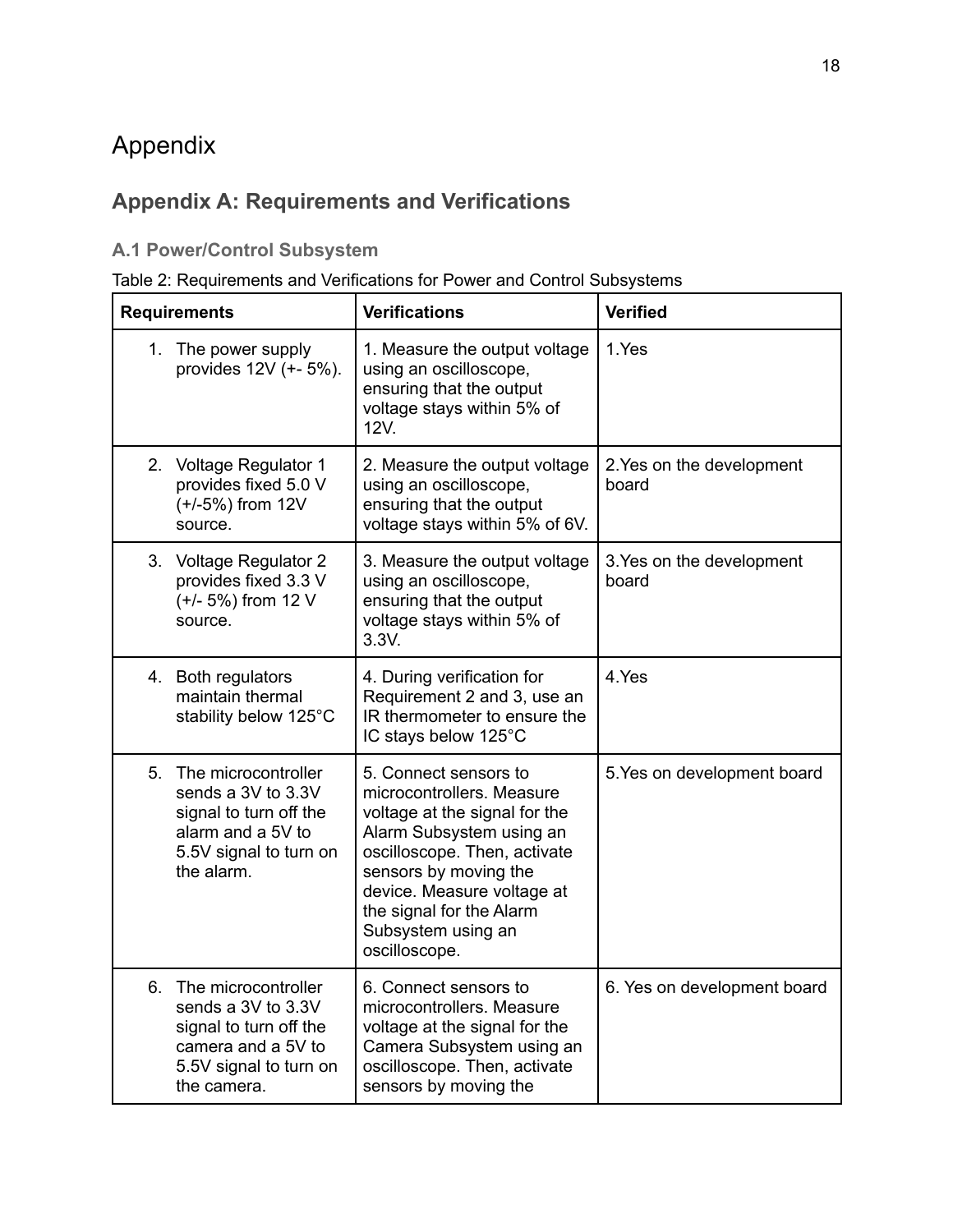# Appendix

## Appendix A: Requirements and Verifications

### A.1 Power/Control Subsystem

Table 2: Requirements and Verifications for Power and Control Subsystems

| Requirements | Verifications | Verified |
|---|---|---|
| 1. The power supply provides 12V (+- 5%). | 1. Measure the output voltage using an oscilloscope, ensuring that the output voltage stays within 5% of 12V. | 1.Yes |
| 2. Voltage Regulator 1 provides fixed 5.0 V (+/-5%) from 12V source. | 2. Measure the output voltage using an oscilloscope, ensuring that the output voltage stays within 5% of 6V. | 2.Yes on the development board |
| 3. Voltage Regulator 2 provides fixed 3.3 V (+/- 5%) from 12 V source. | 3. Measure the output voltage using an oscilloscope, ensuring that the output voltage stays within 5% of 3.3V. | 3.Yes on the development board |
| 4. Both regulators maintain thermal stability below 125°C | 4. During verification for Requirement 2 and 3, use an IR thermometer to ensure the IC stays below 125°C | 4.Yes |
| 5. The microcontroller sends a 3V to 3.3V signal to turn off the alarm and a 5V to 5.5V signal to turn on the alarm. | 5. Connect sensors to microcontrollers. Measure voltage at the signal for the Alarm Subsystem using an oscilloscope. Then, activate sensors by moving the device. Measure voltage at the signal for the Alarm Subsystem using an oscilloscope. | 5.Yes on development board |
| 6. The microcontroller sends a 3V to 3.3V signal to turn off the camera and a 5V to 5.5V signal to turn on the camera. | 6. Connect sensors to microcontrollers. Measure voltage at the signal for the Camera Subsystem using an oscilloscope. Then, activate sensors by moving the | 6. Yes on development board |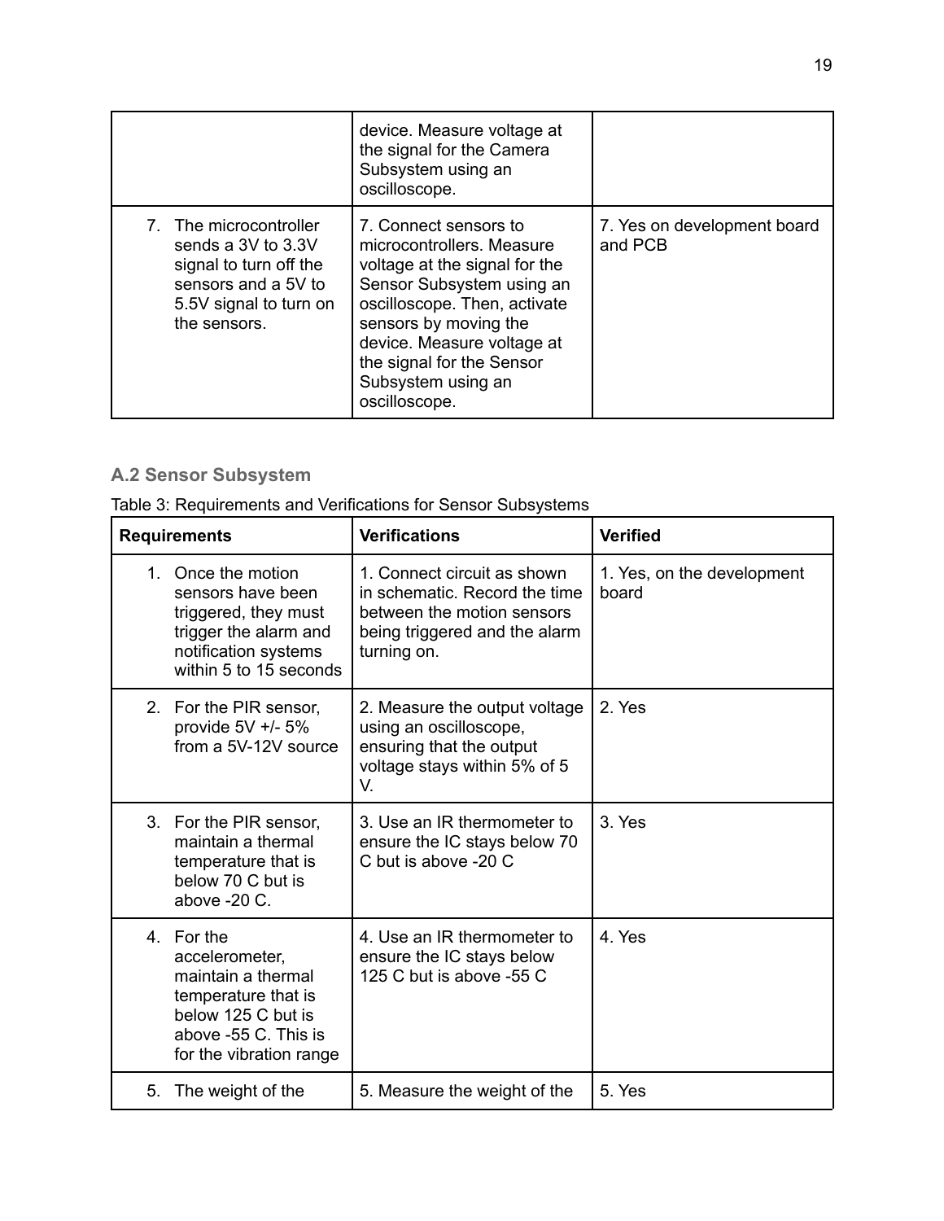| | | |
|---|---|---|
| | device. Measure voltage at the signal for the Camera Subsystem using an oscilloscope. | |
| 7. The microcontroller sends a 3V to 3.3V signal to turn off the sensors and a 5V to 5.5V signal to turn on the sensors. | 7. Connect sensors to microcontrollers. Measure voltage at the signal for the Sensor Subsystem using an oscilloscope. Then, activate sensors by moving the device. Measure voltage at the signal for the Sensor Subsystem using an oscilloscope. | 7. Yes on development board and PCB |

### A.2 Sensor Subsystem

Table 3: Requirements and Verifications for Sensor Subsystems

| Requirements | Verifications | Verified |
|---|---|---|
| 1. Once the motion sensors have been triggered, they must trigger the alarm and notification systems within 5 to 15 seconds | 1. Connect circuit as shown in schematic. Record the time between the motion sensors being triggered and the alarm turning on. | 1. Yes, on the development board |
| 2. For the PIR sensor, provide 5V +/- 5% from a 5V-12V source | 2. Measure the output voltage using an oscilloscope, ensuring that the output voltage stays within 5% of 5 V. | 2. Yes |
| 3. For the PIR sensor, maintain a thermal temperature that is below 70 C but is above -20 C. | 3. Use an IR thermometer to ensure the IC stays below 70 C but is above -20 C | 3. Yes |
| 4. For the accelerometer, maintain a thermal temperature that is below 125 C but is above -55 C. This is for the vibration range | 4. Use an IR thermometer to ensure the IC stays below 125 C but is above -55 C | 4. Yes |
| 5. The weight of the | 5. Measure the weight of the | 5. Yes |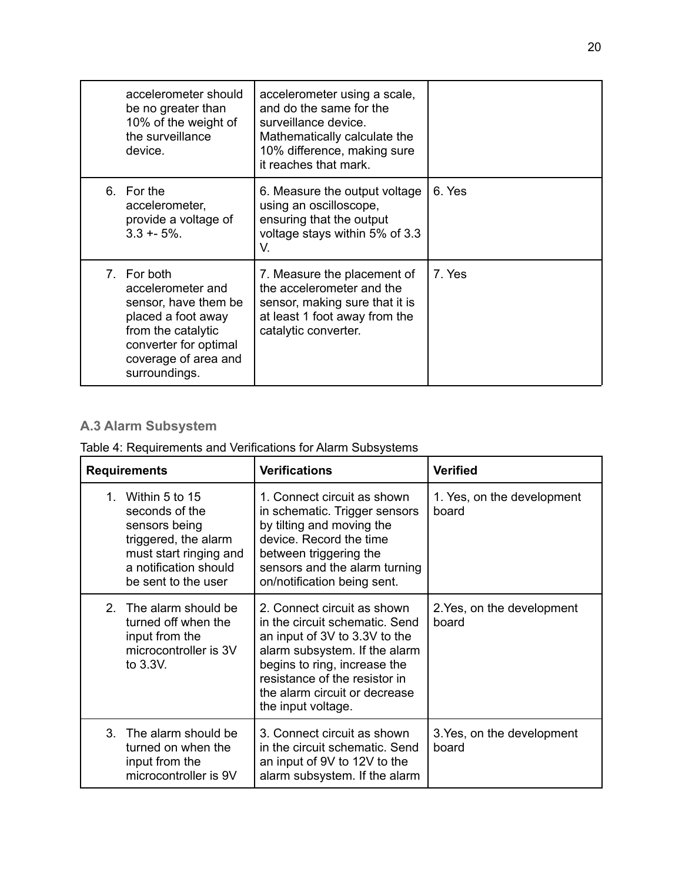| | | |
|---|---|---|
| accelerometer should be no greater than 10% of the weight of the surveillance device. | accelerometer using a scale, and do the same for the surveillance device. Mathematically calculate the 10% difference, making sure it reaches that mark. | |
| 6. For the accelerometer, provide a voltage of 3.3 +- 5%. | 6. Measure the output voltage using an oscilloscope, ensuring that the output voltage stays within 5% of 3.3 V. | 6. Yes |
| 7. For both accelerometer and sensor, have them be placed a foot away from the catalytic converter for optimal coverage of area and surroundings. | 7. Measure the placement of the accelerometer and the sensor, making sure that it is at least 1 foot away from the catalytic converter. | 7. Yes |

### A.3 Alarm Subsystem

Table 4: Requirements and Verifications for Alarm Subsystems

| Requirements | Verifications | Verified |
|---|---|---|
| 1. Within 5 to 15 seconds of the sensors being triggered, the alarm must start ringing and a notification should be sent to the user | 1. Connect circuit as shown in schematic. Trigger sensors by tilting and moving the device. Record the time between triggering the sensors and the alarm turning on/notification being sent. | 1. Yes, on the development board |
| 2. The alarm should be turned off when the input from the microcontroller is 3V to 3.3V. | 2. Connect circuit as shown in the circuit schematic. Send an input of 3V to 3.3V to the alarm subsystem. If the alarm begins to ring, increase the resistance of the resistor in the alarm circuit or decrease the input voltage. | 2.Yes, on the development board |
| 3. The alarm should be turned on when the input from the microcontroller is 9V | 3. Connect circuit as shown in the circuit schematic. Send an input of 9V to 12V to the alarm subsystem. If the alarm | 3.Yes, on the development board |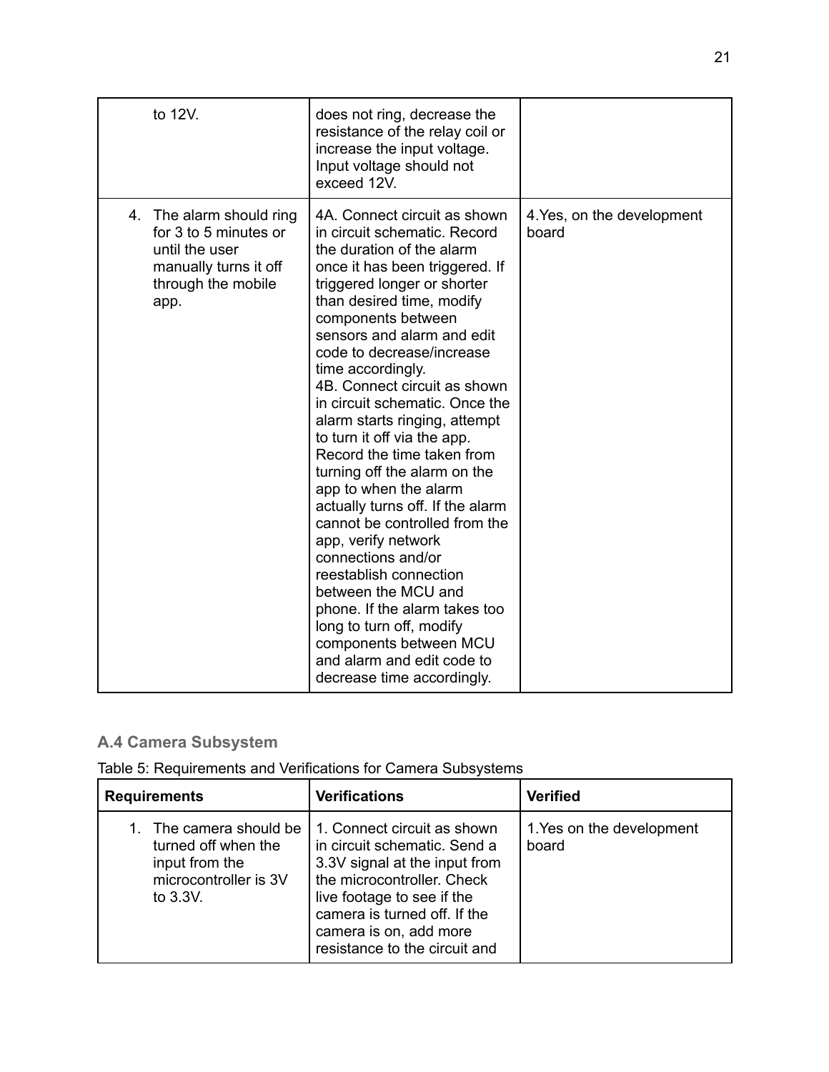| | | |
|---|---|---|
| to 12V. | does not ring, decrease the resistance of the relay coil or increase the input voltage. Input voltage should not exceed 12V. | |
| 4. The alarm should ring for 3 to 5 minutes or until the user manually turns it off through the mobile app. | 4A. Connect circuit as shown in circuit schematic. Record the duration of the alarm once it has been triggered. If triggered longer or shorter than desired time, modify components between sensors and alarm and edit code to decrease/increase time accordingly.<br>4B. Connect circuit as shown in circuit schematic. Once the alarm starts ringing, attempt to turn it off via the app. Record the time taken from turning off the alarm on the app to when the alarm actually turns off. If the alarm cannot be controlled from the app, verify network connections and/or reestablish connection between the MCU and phone. If the alarm takes too long to turn off, modify components between MCU and alarm and edit code to decrease time accordingly. | 4.Yes, on the development board |

### A.4 Camera Subsystem

Table 5: Requirements and Verifications for Camera Subsystems

| **Requirements** | **Verifications** | **Verified** |
|---|---|---|
| 1. The camera should be turned off when the input from the microcontroller is 3V to 3.3V. | 1. Connect circuit as shown in circuit schematic. Send a 3.3V signal at the input from the microcontroller. Check live footage to see if the camera is turned off. If the camera is on, add more resistance to the circuit and | 1.Yes on the development board |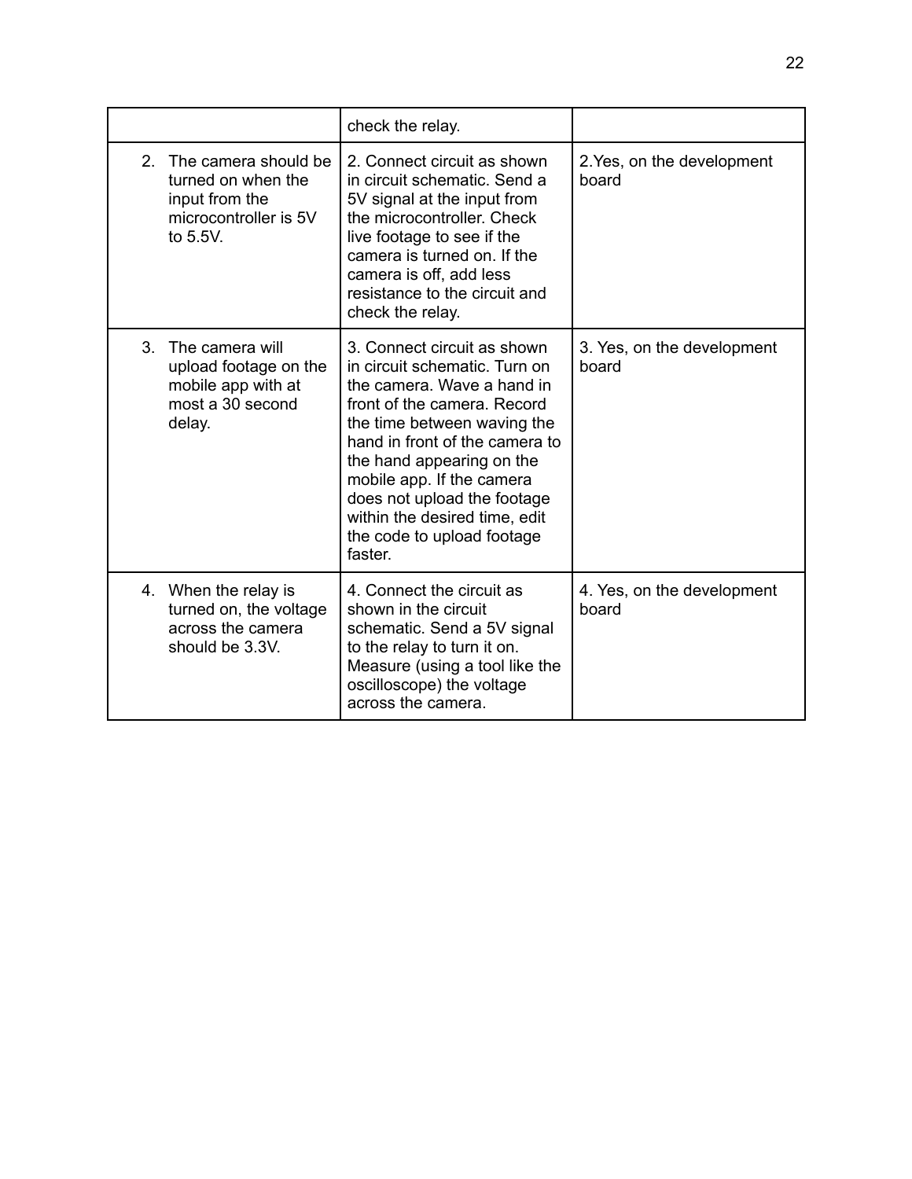| | | |
|---|---|---|
| | check the relay. | |
| 2. The camera should be turned on when the input from the microcontroller is 5V to 5.5V. | 2. Connect circuit as shown in circuit schematic. Send a 5V signal at the input from the microcontroller. Check live footage to see if the camera is turned on. If the camera is off, add less resistance to the circuit and check the relay. | 2.Yes, on the development board |
| 3. The camera will upload footage on the mobile app with at most a 30 second delay. | 3. Connect circuit as shown in circuit schematic. Turn on the camera. Wave a hand in front of the camera. Record the time between waving the hand in front of the camera to the hand appearing on the mobile app. If the camera does not upload the footage within the desired time, edit the code to upload footage faster. | 3. Yes, on the development board |
| 4. When the relay is turned on, the voltage across the camera should be 3.3V. | 4. Connect the circuit as shown in the circuit schematic. Send a 5V signal to the relay to turn it on. Measure (using a tool like the oscilloscope) the voltage across the camera. | 4. Yes, on the development board |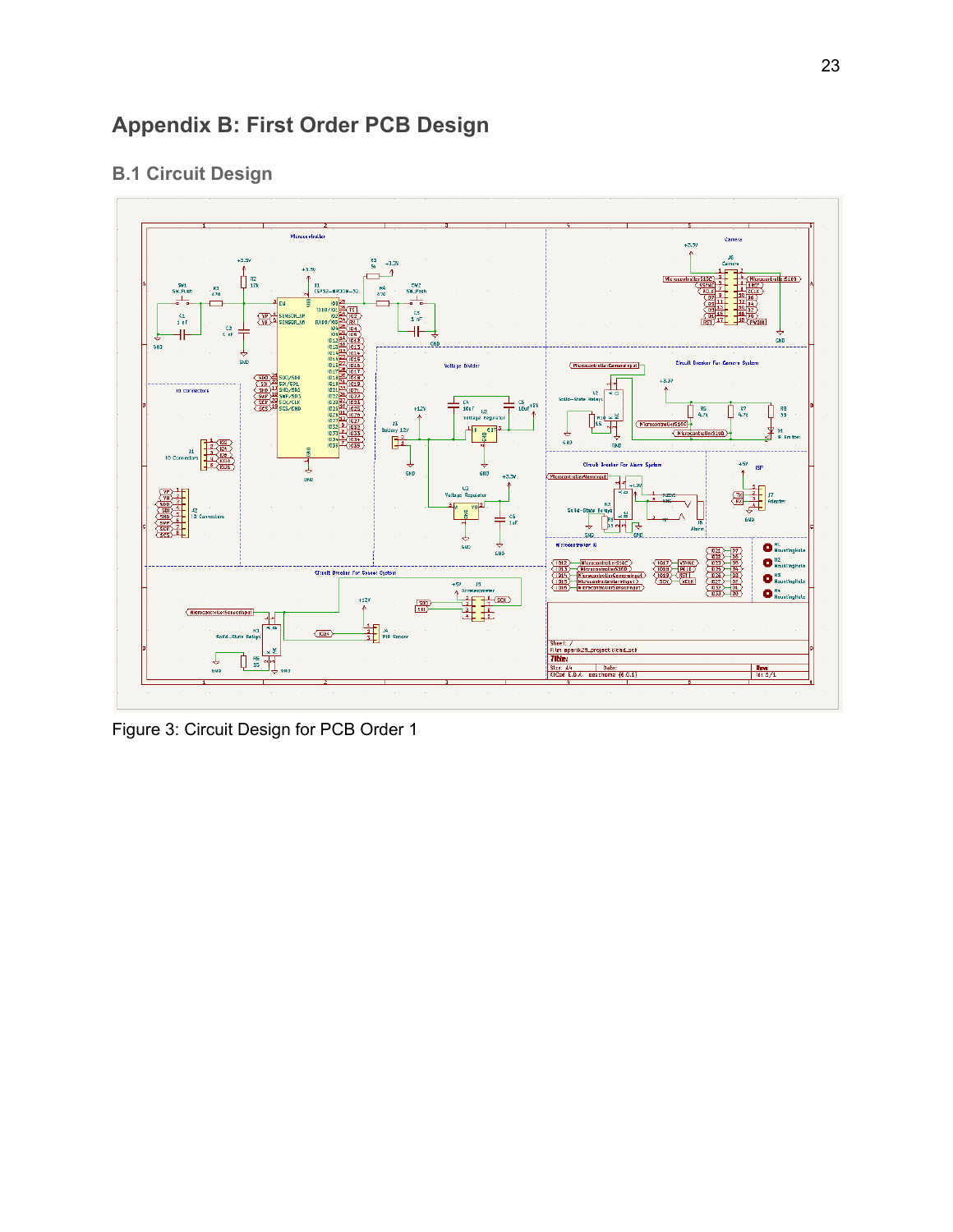# Appendix B: First Order PCB Design

## B.1 Circuit Design

Figure 3: Circuit Design for PCB Order 1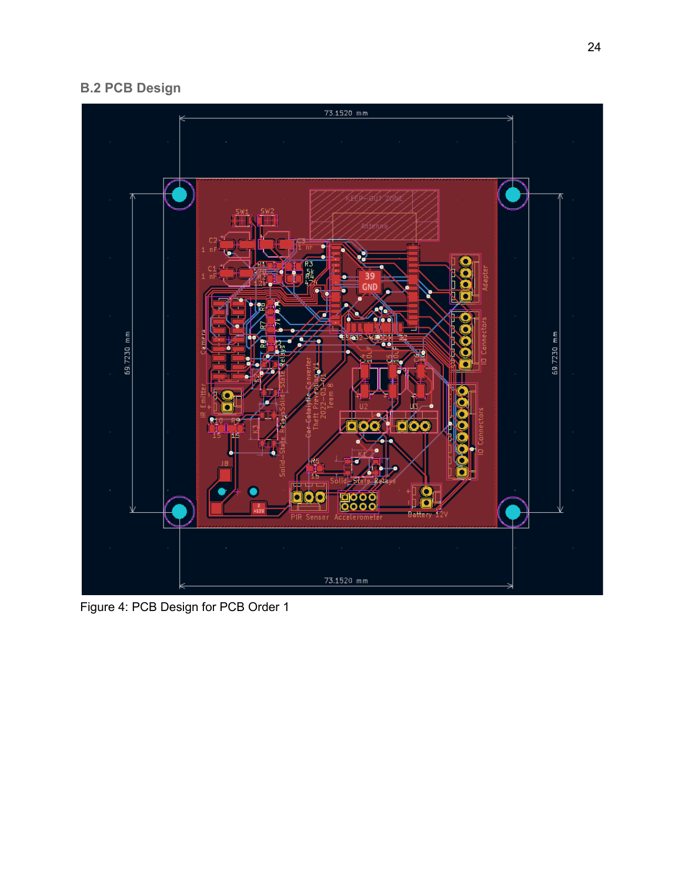### B.2 PCB Design

Figure 4: PCB Design for PCB Order 1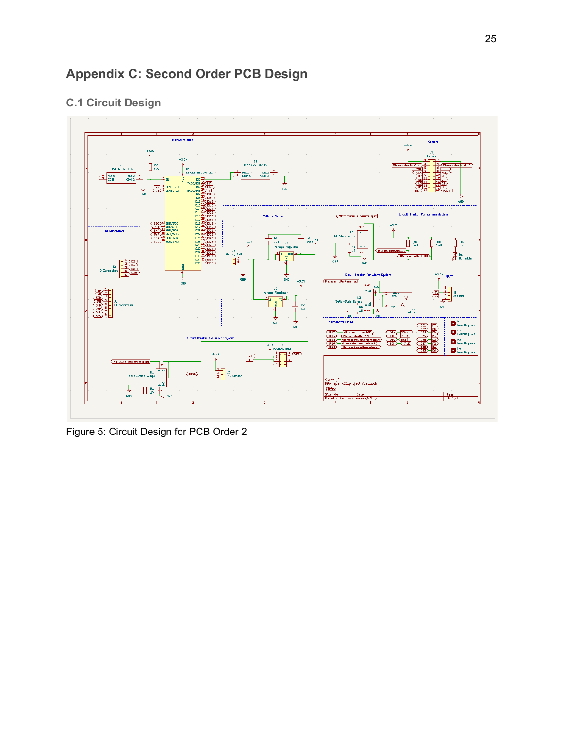# Appendix C: Second Order PCB Design

## C.1 Circuit Design

Figure 5: Circuit Design for PCB Order 2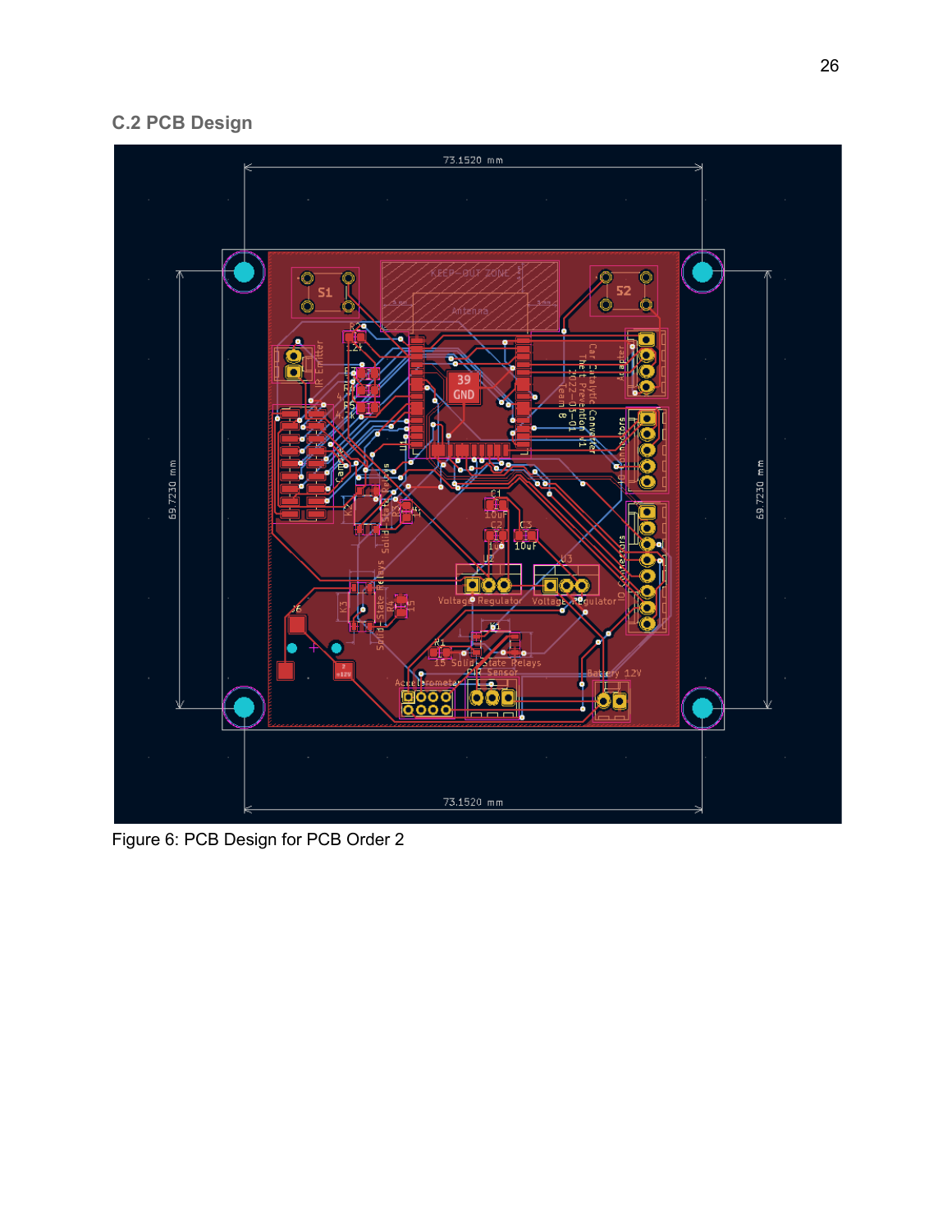### C.2 PCB Design

Figure 6: PCB Design for PCB Order 2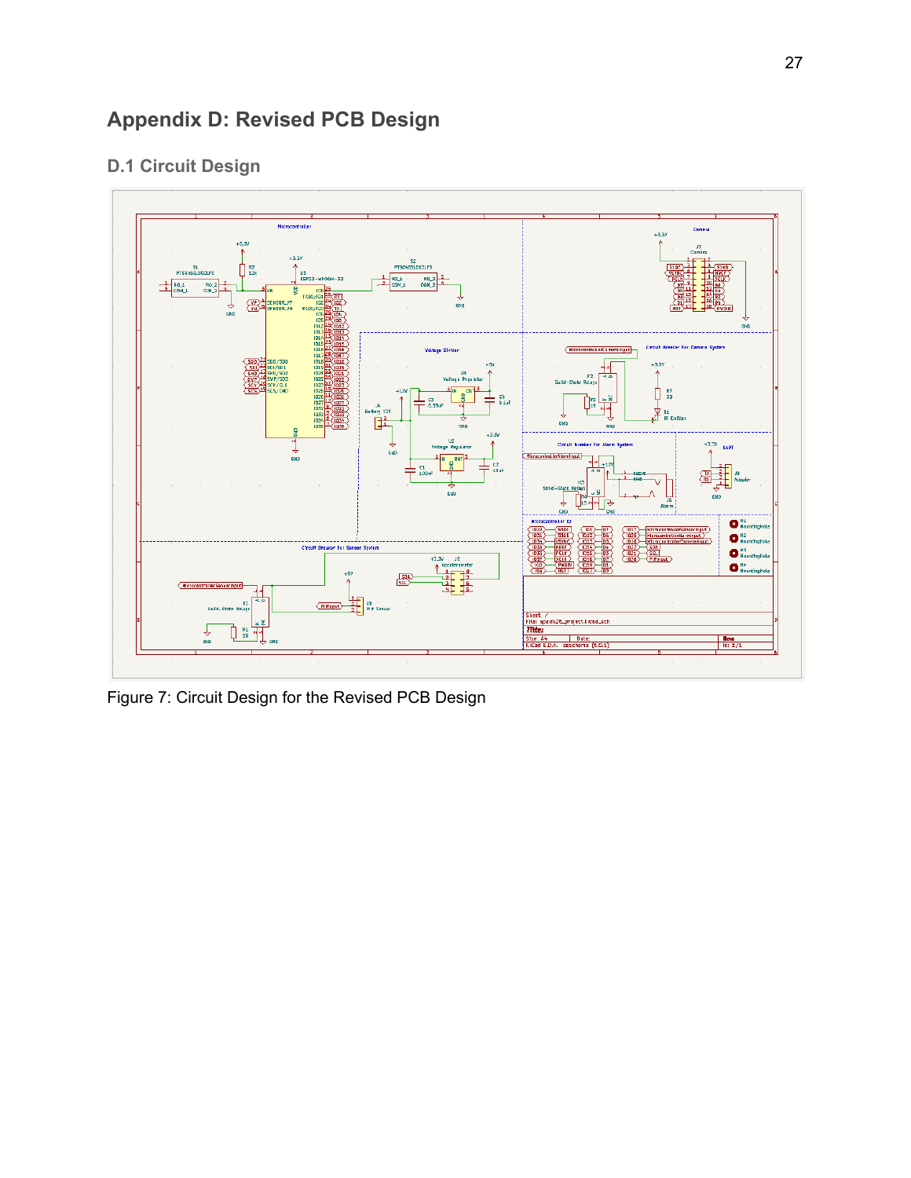# Appendix D: Revised PCB Design

## D.1 Circuit Design

Figure 7: Circuit Design for the Revised PCB Design